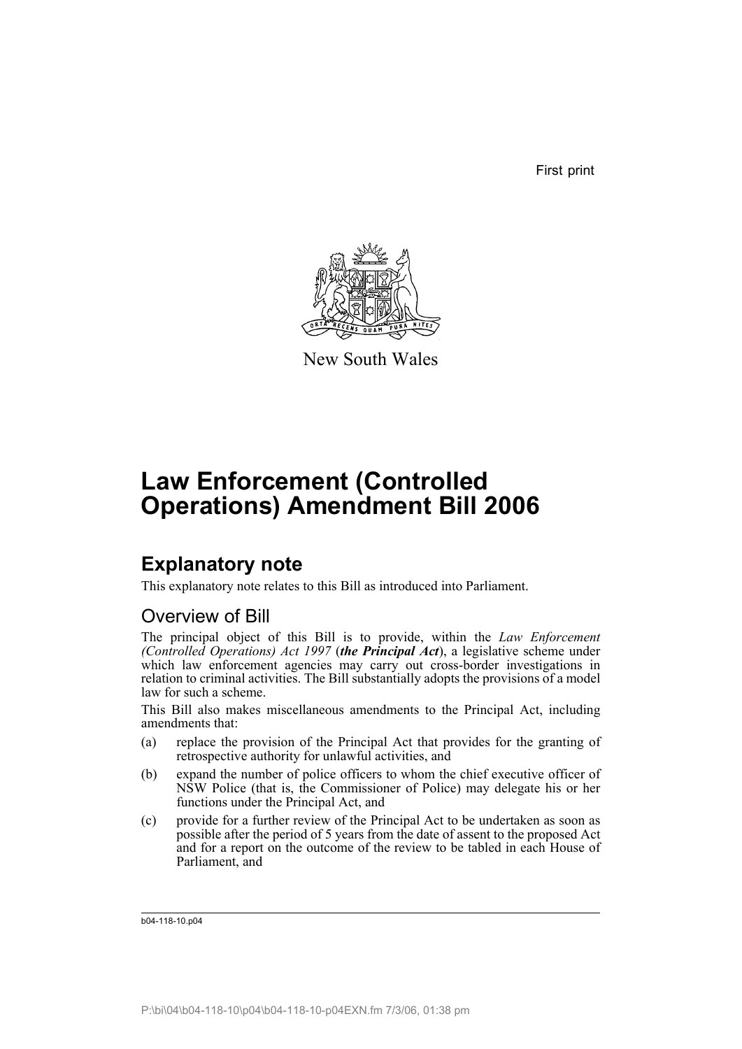First print

New South Wales

# Law Enforcement (Controlled Operations) Amendment Bill 2006

## Explanatory note

This explanatory note relates to this Bill as introduced into Parliament.

### Overview of Bill

The principal object of this Bill is to provide, within the *Law Enforcement (Controlled Operations) Act 1997* (***the Principal Act***), a legislative scheme under which law enforcement agencies may carry out cross-border investigations in relation to criminal activities. The Bill substantially adopts the provisions of a model law for such a scheme.

This Bill also makes miscellaneous amendments to the Principal Act, including amendments that:

(a) replace the provision of the Principal Act that provides for the granting of retrospective authority for unlawful activities, and

(b) expand the number of police officers to whom the chief executive officer of NSW Police (that is, the Commissioner of Police) may delegate his or her functions under the Principal Act, and

(c) provide for a further review of the Principal Act to be undertaken as soon as possible after the period of 5 years from the date of assent to the proposed Act and for a report on the outcome of the review to be tabled in each House of Parliament, and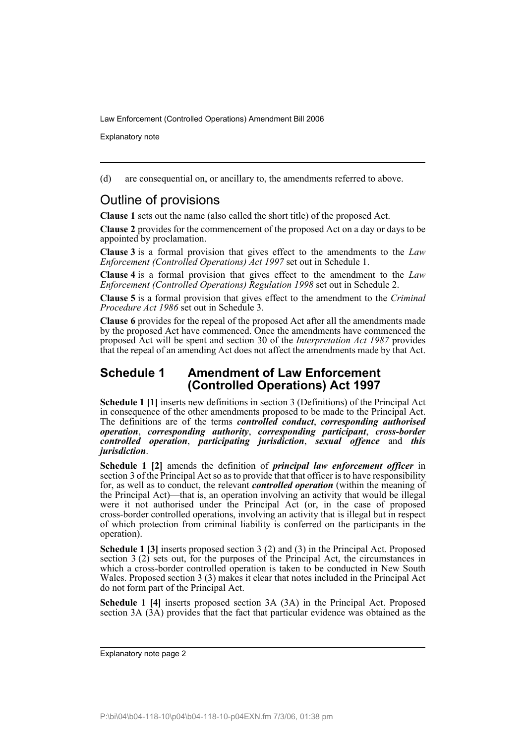(d) are consequential on, or ancillary to, the amendments referred to above.

## Outline of provisions

**Clause 1** sets out the name (also called the short title) of the proposed Act.

**Clause 2** provides for the commencement of the proposed Act on a day or days to be appointed by proclamation.

**Clause 3** is a formal provision that gives effect to the amendments to the *Law Enforcement (Controlled Operations) Act 1997* set out in Schedule 1.

**Clause 4** is a formal provision that gives effect to the amendment to the *Law Enforcement (Controlled Operations) Regulation 1998* set out in Schedule 2.

**Clause 5** is a formal provision that gives effect to the amendment to the *Criminal Procedure Act 1986* set out in Schedule 3.

**Clause 6** provides for the repeal of the proposed Act after all the amendments made by the proposed Act have commenced. Once the amendments have commenced the proposed Act will be spent and section 30 of the *Interpretation Act 1987* provides that the repeal of an amending Act does not affect the amendments made by that Act.

## Schedule 1 Amendment of Law Enforcement (Controlled Operations) Act 1997

**Schedule 1 [1]** inserts new definitions in section 3 (Definitions) of the Principal Act in consequence of the other amendments proposed to be made to the Principal Act. The definitions are of the terms ***controlled conduct***, ***corresponding authorised operation***, ***corresponding authority***, ***corresponding participant***, ***cross-border controlled operation***, ***participating jurisdiction***, ***sexual offence*** and ***this jurisdiction***.

**Schedule 1 [2]** amends the definition of ***principal law enforcement officer*** in section 3 of the Principal Act so as to provide that that officer is to have responsibility for, as well as to conduct, the relevant ***controlled operation*** (within the meaning of the Principal Act)—that is, an operation involving an activity that would be illegal were it not authorised under the Principal Act (or, in the case of proposed cross-border controlled operations, involving an activity that is illegal but in respect of which protection from criminal liability is conferred on the participants in the operation).

**Schedule 1 [3]** inserts proposed section 3 (2) and (3) in the Principal Act. Proposed section 3 (2) sets out, for the purposes of the Principal Act, the circumstances in which a cross-border controlled operation is taken to be conducted in New South Wales. Proposed section 3 (3) makes it clear that notes included in the Principal Act do not form part of the Principal Act.

**Schedule 1 [4]** inserts proposed section 3A (3A) in the Principal Act. Proposed section 3A (3A) provides that the fact that particular evidence was obtained as the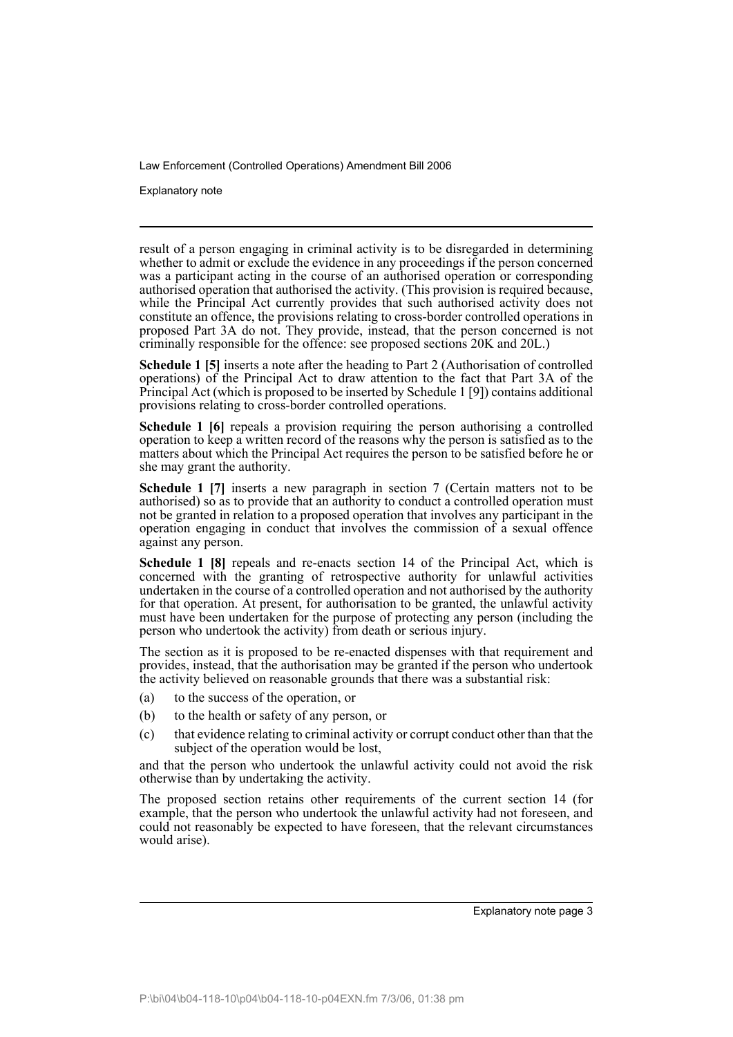result of a person engaging in criminal activity is to be disregarded in determining whether to admit or exclude the evidence in any proceedings if the person concerned was a participant acting in the course of an authorised operation or corresponding authorised operation that authorised the activity. (This provision is required because, while the Principal Act currently provides that such authorised activity does not constitute an offence, the provisions relating to cross-border controlled operations in proposed Part 3A do not. They provide, instead, that the person concerned is not criminally responsible for the offence: see proposed sections 20K and 20L.)

**Schedule 1 [5]** inserts a note after the heading to Part 2 (Authorisation of controlled operations) of the Principal Act to draw attention to the fact that Part 3A of the Principal Act (which is proposed to be inserted by Schedule 1 [9]) contains additional provisions relating to cross-border controlled operations.

**Schedule 1 [6]** repeals a provision requiring the person authorising a controlled operation to keep a written record of the reasons why the person is satisfied as to the matters about which the Principal Act requires the person to be satisfied before he or she may grant the authority.

**Schedule 1 [7]** inserts a new paragraph in section 7 (Certain matters not to be authorised) so as to provide that an authority to conduct a controlled operation must not be granted in relation to a proposed operation that involves any participant in the operation engaging in conduct that involves the commission of a sexual offence against any person.

**Schedule 1 [8]** repeals and re-enacts section 14 of the Principal Act, which is concerned with the granting of retrospective authority for unlawful activities undertaken in the course of a controlled operation and not authorised by the authority for that operation. At present, for authorisation to be granted, the unlawful activity must have been undertaken for the purpose of protecting any person (including the person who undertook the activity) from death or serious injury.

The section as it is proposed to be re-enacted dispenses with that requirement and provides, instead, that the authorisation may be granted if the person who undertook the activity believed on reasonable grounds that there was a substantial risk:

(a) to the success of the operation, or

(b) to the health or safety of any person, or

(c) that evidence relating to criminal activity or corrupt conduct other than that the subject of the operation would be lost,

and that the person who undertook the unlawful activity could not avoid the risk otherwise than by undertaking the activity.

The proposed section retains other requirements of the current section 14 (for example, that the person who undertook the unlawful activity had not foreseen, and could not reasonably be expected to have foreseen, that the relevant circumstances would arise).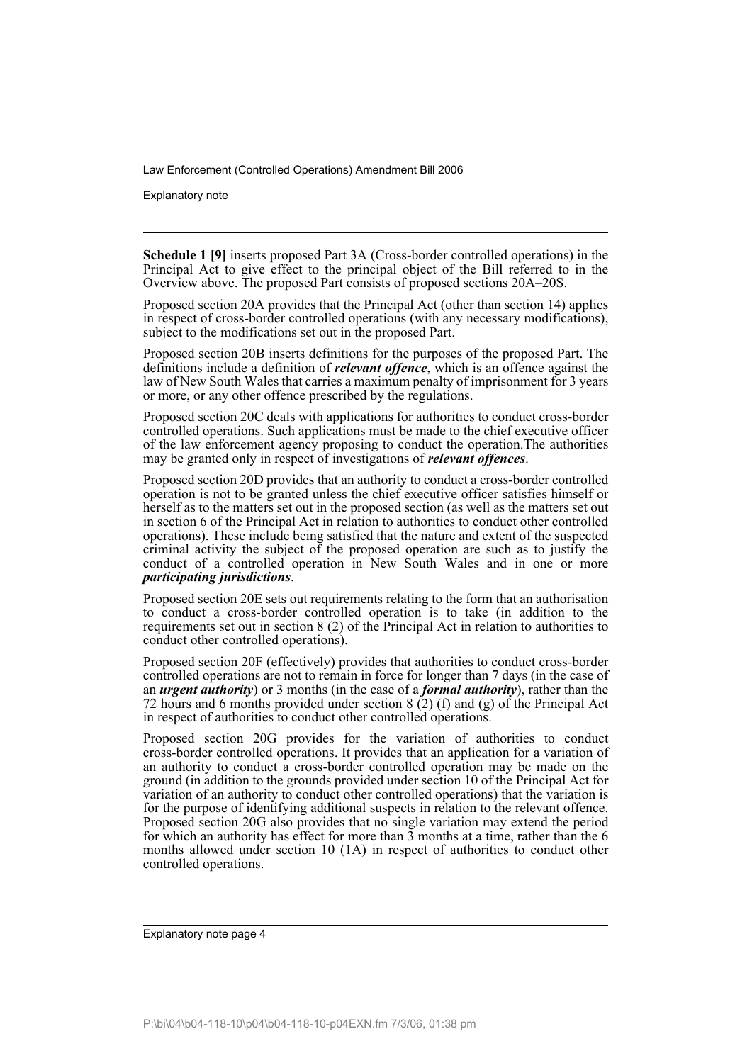**Schedule 1 [9]** inserts proposed Part 3A (Cross-border controlled operations) in the Principal Act to give effect to the principal object of the Bill referred to in the Overview above. The proposed Part consists of proposed sections 20A–20S.

Proposed section 20A provides that the Principal Act (other than section 14) applies in respect of cross-border controlled operations (with any necessary modifications), subject to the modifications set out in the proposed Part.

Proposed section 20B inserts definitions for the purposes of the proposed Part. The definitions include a definition of ***relevant offence***, which is an offence against the law of New South Wales that carries a maximum penalty of imprisonment for 3 years or more, or any other offence prescribed by the regulations.

Proposed section 20C deals with applications for authorities to conduct cross-border controlled operations. Such applications must be made to the chief executive officer of the law enforcement agency proposing to conduct the operation.The authorities may be granted only in respect of investigations of ***relevant offences***.

Proposed section 20D provides that an authority to conduct a cross-border controlled operation is not to be granted unless the chief executive officer satisfies himself or herself as to the matters set out in the proposed section (as well as the matters set out in section 6 of the Principal Act in relation to authorities to conduct other controlled operations). These include being satisfied that the nature and extent of the suspected criminal activity the subject of the proposed operation are such as to justify the conduct of a controlled operation in New South Wales and in one or more ***participating jurisdictions***.

Proposed section 20E sets out requirements relating to the form that an authorisation to conduct a cross-border controlled operation is to take (in addition to the requirements set out in section 8 (2) of the Principal Act in relation to authorities to conduct other controlled operations).

Proposed section 20F (effectively) provides that authorities to conduct cross-border controlled operations are not to remain in force for longer than 7 days (in the case of an ***urgent authority***) or 3 months (in the case of a ***formal authority***), rather than the 72 hours and 6 months provided under section 8 (2) (f) and (g) of the Principal Act in respect of authorities to conduct other controlled operations.

Proposed section 20G provides for the variation of authorities to conduct cross-border controlled operations. It provides that an application for a variation of an authority to conduct a cross-border controlled operation may be made on the ground (in addition to the grounds provided under section 10 of the Principal Act for variation of an authority to conduct other controlled operations) that the variation is for the purpose of identifying additional suspects in relation to the relevant offence. Proposed section 20G also provides that no single variation may extend the period for which an authority has effect for more than 3 months at a time, rather than the 6 months allowed under section 10 (1A) in respect of authorities to conduct other controlled operations.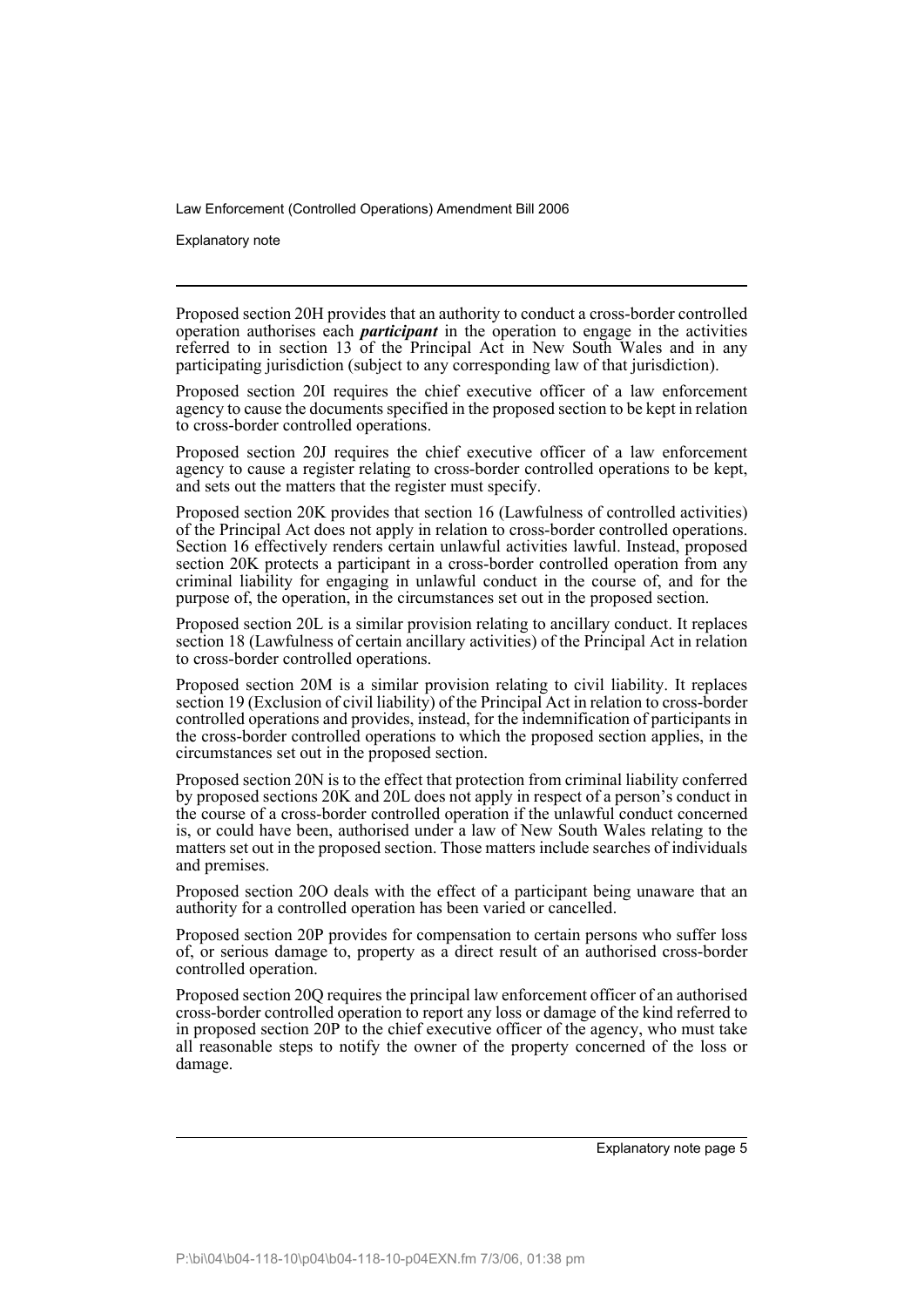Proposed section 20H provides that an authority to conduct a cross-border controlled operation authorises each ***participant*** in the operation to engage in the activities referred to in section 13 of the Principal Act in New South Wales and in any participating jurisdiction (subject to any corresponding law of that jurisdiction).

Proposed section 20I requires the chief executive officer of a law enforcement agency to cause the documents specified in the proposed section to be kept in relation to cross-border controlled operations.

Proposed section 20J requires the chief executive officer of a law enforcement agency to cause a register relating to cross-border controlled operations to be kept, and sets out the matters that the register must specify.

Proposed section 20K provides that section 16 (Lawfulness of controlled activities) of the Principal Act does not apply in relation to cross-border controlled operations. Section 16 effectively renders certain unlawful activities lawful. Instead, proposed section 20K protects a participant in a cross-border controlled operation from any criminal liability for engaging in unlawful conduct in the course of, and for the purpose of, the operation, in the circumstances set out in the proposed section.

Proposed section 20L is a similar provision relating to ancillary conduct. It replaces section 18 (Lawfulness of certain ancillary activities) of the Principal Act in relation to cross-border controlled operations.

Proposed section 20M is a similar provision relating to civil liability. It replaces section 19 (Exclusion of civil liability) of the Principal Act in relation to cross-border controlled operations and provides, instead, for the indemnification of participants in the cross-border controlled operations to which the proposed section applies, in the circumstances set out in the proposed section.

Proposed section 20N is to the effect that protection from criminal liability conferred by proposed sections 20K and 20L does not apply in respect of a person's conduct in the course of a cross-border controlled operation if the unlawful conduct concerned is, or could have been, authorised under a law of New South Wales relating to the matters set out in the proposed section. Those matters include searches of individuals and premises.

Proposed section 20O deals with the effect of a participant being unaware that an authority for a controlled operation has been varied or cancelled.

Proposed section 20P provides for compensation to certain persons who suffer loss of, or serious damage to, property as a direct result of an authorised cross-border controlled operation.

Proposed section 20Q requires the principal law enforcement officer of an authorised cross-border controlled operation to report any loss or damage of the kind referred to in proposed section 20P to the chief executive officer of the agency, who must take all reasonable steps to notify the owner of the property concerned of the loss or damage.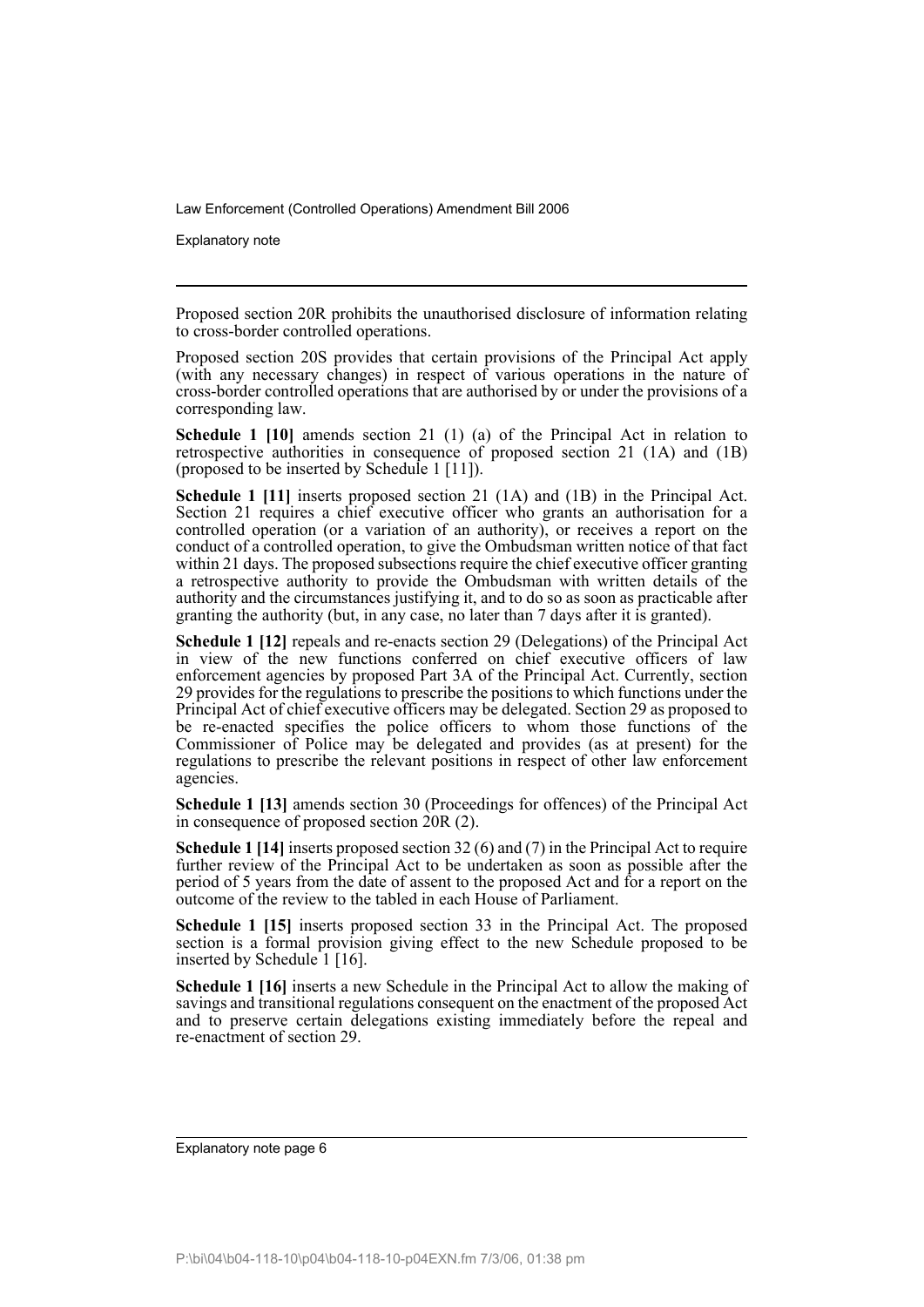Proposed section 20R prohibits the unauthorised disclosure of information relating to cross-border controlled operations.

Proposed section 20S provides that certain provisions of the Principal Act apply (with any necessary changes) in respect of various operations in the nature of cross-border controlled operations that are authorised by or under the provisions of a corresponding law.

**Schedule 1 [10]** amends section 21 (1) (a) of the Principal Act in relation to retrospective authorities in consequence of proposed section 21 (1A) and (1B) (proposed to be inserted by Schedule 1 [11]).

**Schedule 1 [11]** inserts proposed section 21 (1A) and (1B) in the Principal Act. Section 21 requires a chief executive officer who grants an authorisation for a controlled operation (or a variation of an authority), or receives a report on the conduct of a controlled operation, to give the Ombudsman written notice of that fact within 21 days. The proposed subsections require the chief executive officer granting a retrospective authority to provide the Ombudsman with written details of the authority and the circumstances justifying it, and to do so as soon as practicable after granting the authority (but, in any case, no later than 7 days after it is granted).

**Schedule 1 [12]** repeals and re-enacts section 29 (Delegations) of the Principal Act in view of the new functions conferred on chief executive officers of law enforcement agencies by proposed Part 3A of the Principal Act. Currently, section 29 provides for the regulations to prescribe the positions to which functions under the Principal Act of chief executive officers may be delegated. Section 29 as proposed to be re-enacted specifies the police officers to whom those functions of the Commissioner of Police may be delegated and provides (as at present) for the regulations to prescribe the relevant positions in respect of other law enforcement agencies.

**Schedule 1 [13]** amends section 30 (Proceedings for offences) of the Principal Act in consequence of proposed section 20R (2).

**Schedule 1 [14]** inserts proposed section 32 (6) and (7) in the Principal Act to require further review of the Principal Act to be undertaken as soon as possible after the period of 5 years from the date of assent to the proposed Act and for a report on the outcome of the review to the tabled in each House of Parliament.

**Schedule 1 [15]** inserts proposed section 33 in the Principal Act. The proposed section is a formal provision giving effect to the new Schedule proposed to be inserted by Schedule 1 [16].

**Schedule 1 [16]** inserts a new Schedule in the Principal Act to allow the making of savings and transitional regulations consequent on the enactment of the proposed Act and to preserve certain delegations existing immediately before the repeal and re-enactment of section 29.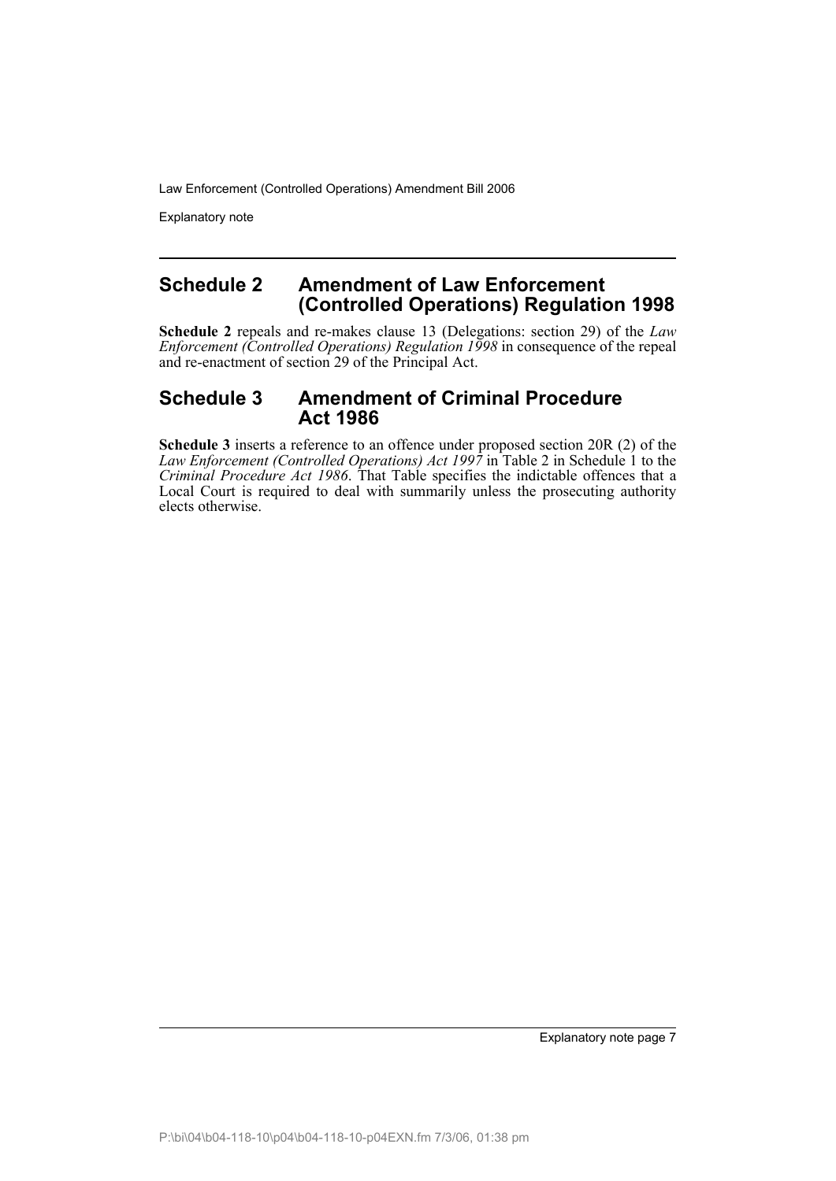## Schedule 2 Amendment of Law Enforcement (Controlled Operations) Regulation 1998

**Schedule 2** repeals and re-makes clause 13 (Delegations: section 29) of the *Law Enforcement (Controlled Operations) Regulation 1998* in consequence of the repeal and re-enactment of section 29 of the Principal Act.

## Schedule 3 Amendment of Criminal Procedure Act 1986

**Schedule 3** inserts a reference to an offence under proposed section 20R (2) of the *Law Enforcement (Controlled Operations) Act 1997* in Table 2 in Schedule 1 to the *Criminal Procedure Act 1986*. That Table specifies the indictable offences that a Local Court is required to deal with summarily unless the prosecuting authority elects otherwise.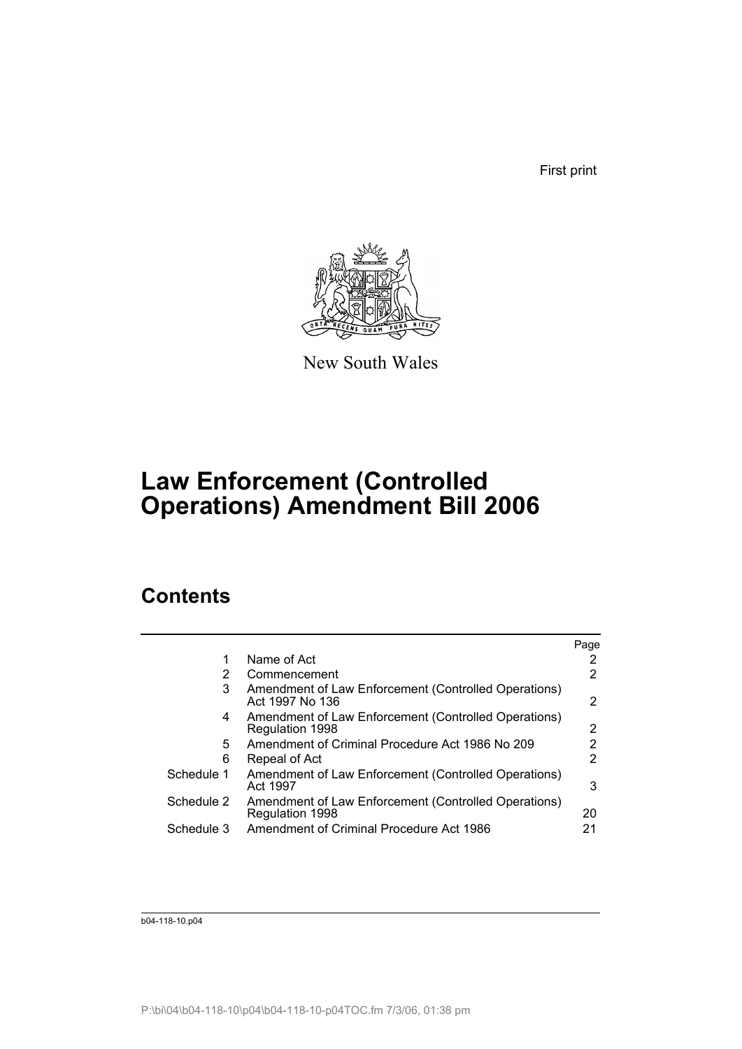First print

New South Wales

# Law Enforcement (Controlled Operations) Amendment Bill 2006

## Contents

| | | Page |
|---|---|---|
| 1 | Name of Act | 2 |
| 2 | Commencement | 2 |
| 3 | Amendment of Law Enforcement (Controlled Operations) Act 1997 No 136 | 2 |
| 4 | Amendment of Law Enforcement (Controlled Operations) Regulation 1998 | 2 |
| 5 | Amendment of Criminal Procedure Act 1986 No 209 | 2 |
| 6 | Repeal of Act | 2 |
| Schedule 1 | Amendment of Law Enforcement (Controlled Operations) Act 1997 | 3 |
| Schedule 2 | Amendment of Law Enforcement (Controlled Operations) Regulation 1998 | 20 |
| Schedule 3 | Amendment of Criminal Procedure Act 1986 | 21 |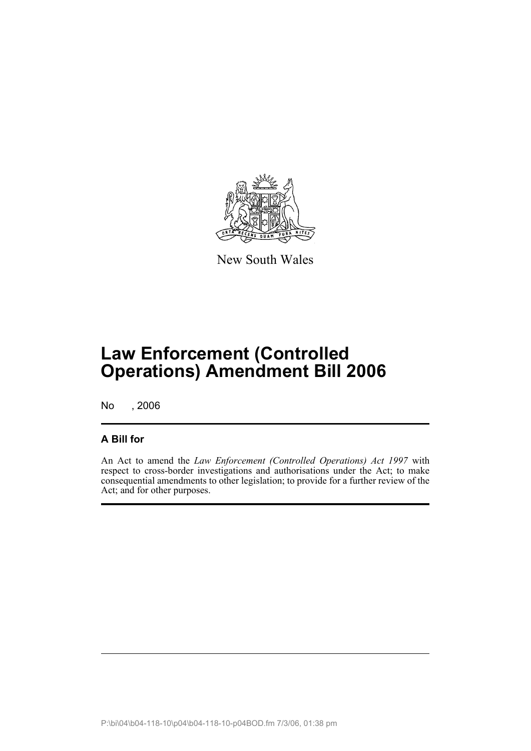New South Wales

# Law Enforcement (Controlled Operations) Amendment Bill 2006

No , 2006

## A Bill for

An Act to amend the *Law Enforcement (Controlled Operations) Act 1997* with respect to cross-border investigations and authorisations under the Act; to make consequential amendments to other legislation; to provide for a further review of the Act; and for other purposes.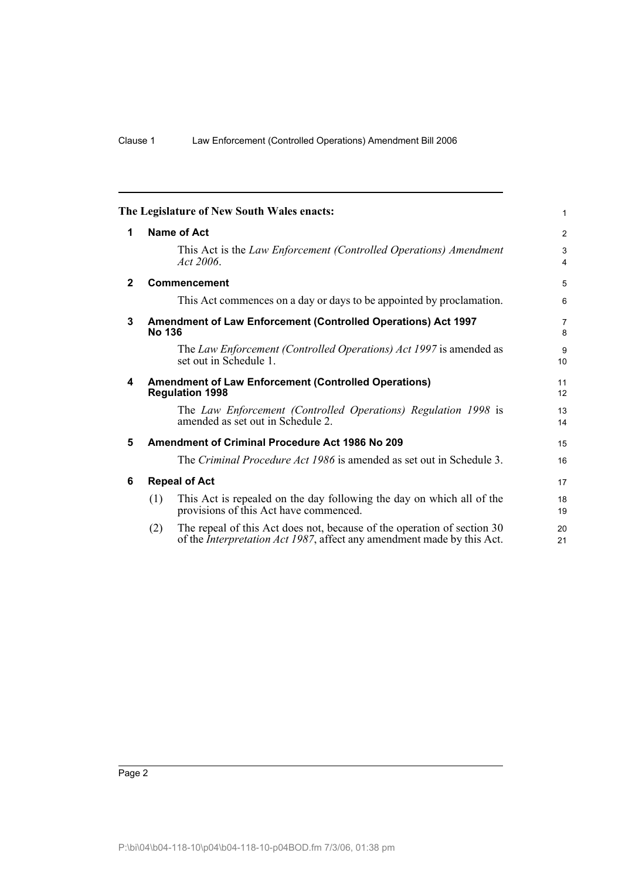**The Legislature of New South Wales enacts:**

## 1 Name of Act

This Act is the *Law Enforcement (Controlled Operations) Amendment Act 2006*.

## 2 Commencement

This Act commences on a day or days to be appointed by proclamation.

## 3 Amendment of Law Enforcement (Controlled Operations) Act 1997 No 136

The *Law Enforcement (Controlled Operations) Act 1997* is amended as set out in Schedule 1.

## 4 Amendment of Law Enforcement (Controlled Operations) Regulation 1998

The *Law Enforcement (Controlled Operations) Regulation 1998* is amended as set out in Schedule 2.

## 5 Amendment of Criminal Procedure Act 1986 No 209

The *Criminal Procedure Act 1986* is amended as set out in Schedule 3.

## 6 Repeal of Act

(1) This Act is repealed on the day following the day on which all of the provisions of this Act have commenced.

(2) The repeal of this Act does not, because of the operation of section 30 of the *Interpretation Act 1987*, affect any amendment made by this Act.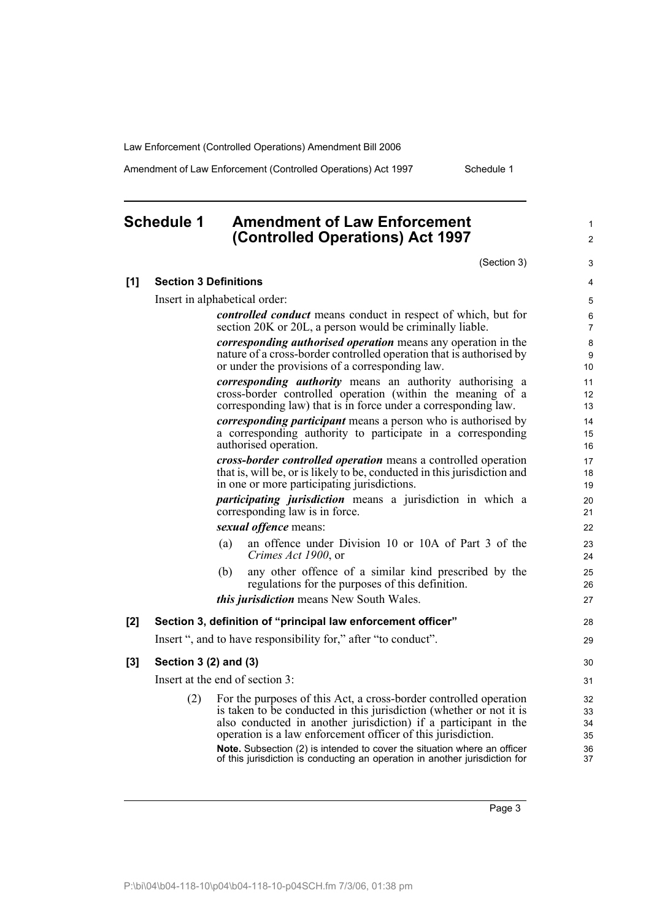# Schedule 1 Amendment of Law Enforcement (Controlled Operations) Act 1997

(Section 3)

**[1] Section 3 Definitions**

Insert in alphabetical order:

> ***controlled conduct*** means conduct in respect of which, but for section 20K or 20L, a person would be criminally liable.
>
> ***corresponding authorised operation*** means any operation in the nature of a cross-border controlled operation that is authorised by or under the provisions of a corresponding law.
>
> ***corresponding authority*** means an authority authorising a cross-border controlled operation (within the meaning of a corresponding law) that is in force under a corresponding law.
>
> ***corresponding participant*** means a person who is authorised by a corresponding authority to participate in a corresponding authorised operation.
>
> ***cross-border controlled operation*** means a controlled operation that is, will be, or is likely to be, conducted in this jurisdiction and in one or more participating jurisdictions.
>
> ***participating jurisdiction*** means a jurisdiction in which a corresponding law is in force.
>
> ***sexual offence*** means:
>
> (a) an offence under Division 10 or 10A of Part 3 of the *Crimes Act 1900*, or
>
> (b) any other offence of a similar kind prescribed by the regulations for the purposes of this definition.
>
> ***this jurisdiction*** means New South Wales.

**[2] Section 3, definition of "principal law enforcement officer"**

Insert ", and to have responsibility for," after "to conduct".

**[3] Section 3 (2) and (3)**

Insert at the end of section 3:

> (2) For the purposes of this Act, a cross-border controlled operation is taken to be conducted in this jurisdiction (whether or not it is also conducted in another jurisdiction) if a participant in the operation is a law enforcement officer of this jurisdiction.
>
> **Note.** Subsection (2) is intended to cover the situation where an officer of this jurisdiction is conducting an operation in another jurisdiction for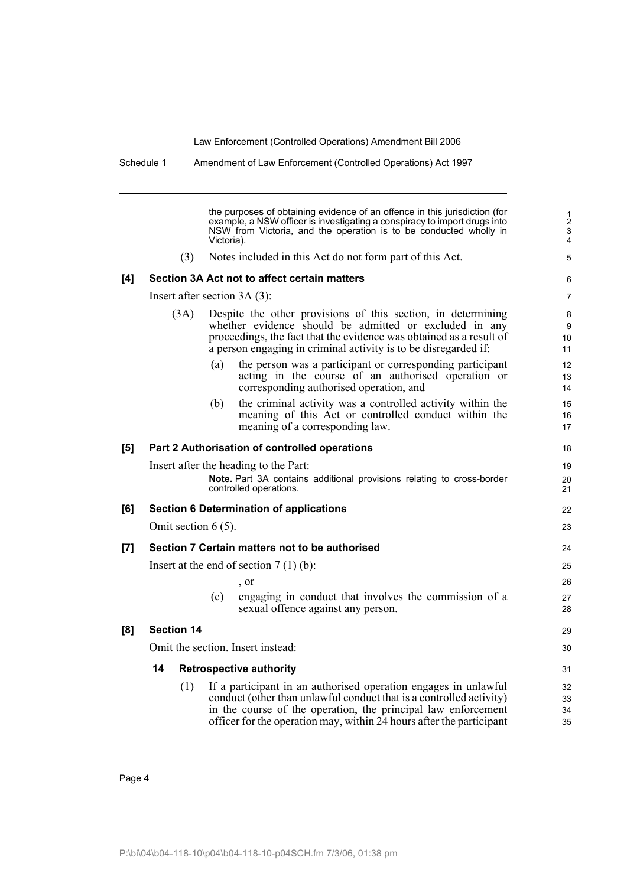the purposes of obtaining evidence of an offence in this jurisdiction (for example, a NSW officer is investigating a conspiracy to import drugs into NSW from Victoria, and the operation is to be conducted wholly in Victoria).

(3) Notes included in this Act do not form part of this Act.

**[4] Section 3A Act not to affect certain matters**

Insert after section 3A (3):

(3A) Despite the other provisions of this section, in determining whether evidence should be admitted or excluded in any proceedings, the fact that the evidence was obtained as a result of a person engaging in criminal activity is to be disregarded if:

(a) the person was a participant or corresponding participant acting in the course of an authorised operation or corresponding authorised operation, and

(b) the criminal activity was a controlled activity within the meaning of this Act or controlled conduct within the meaning of a corresponding law.

**[5] Part 2 Authorisation of controlled operations**

Insert after the heading to the Part:

**Note.** Part 3A contains additional provisions relating to cross-border controlled operations.

**[6] Section 6 Determination of applications**

Omit section 6 (5).

**[7] Section 7 Certain matters not to be authorised**

Insert at the end of section 7 (1) (b):

, or

(c) engaging in conduct that involves the commission of a sexual offence against any person.

**[8] Section 14**

Omit the section. Insert instead:

**14 Retrospective authority**

(1) If a participant in an authorised operation engages in unlawful conduct (other than unlawful conduct that is a controlled activity) in the course of the operation, the principal law enforcement officer for the operation may, within 24 hours after the participant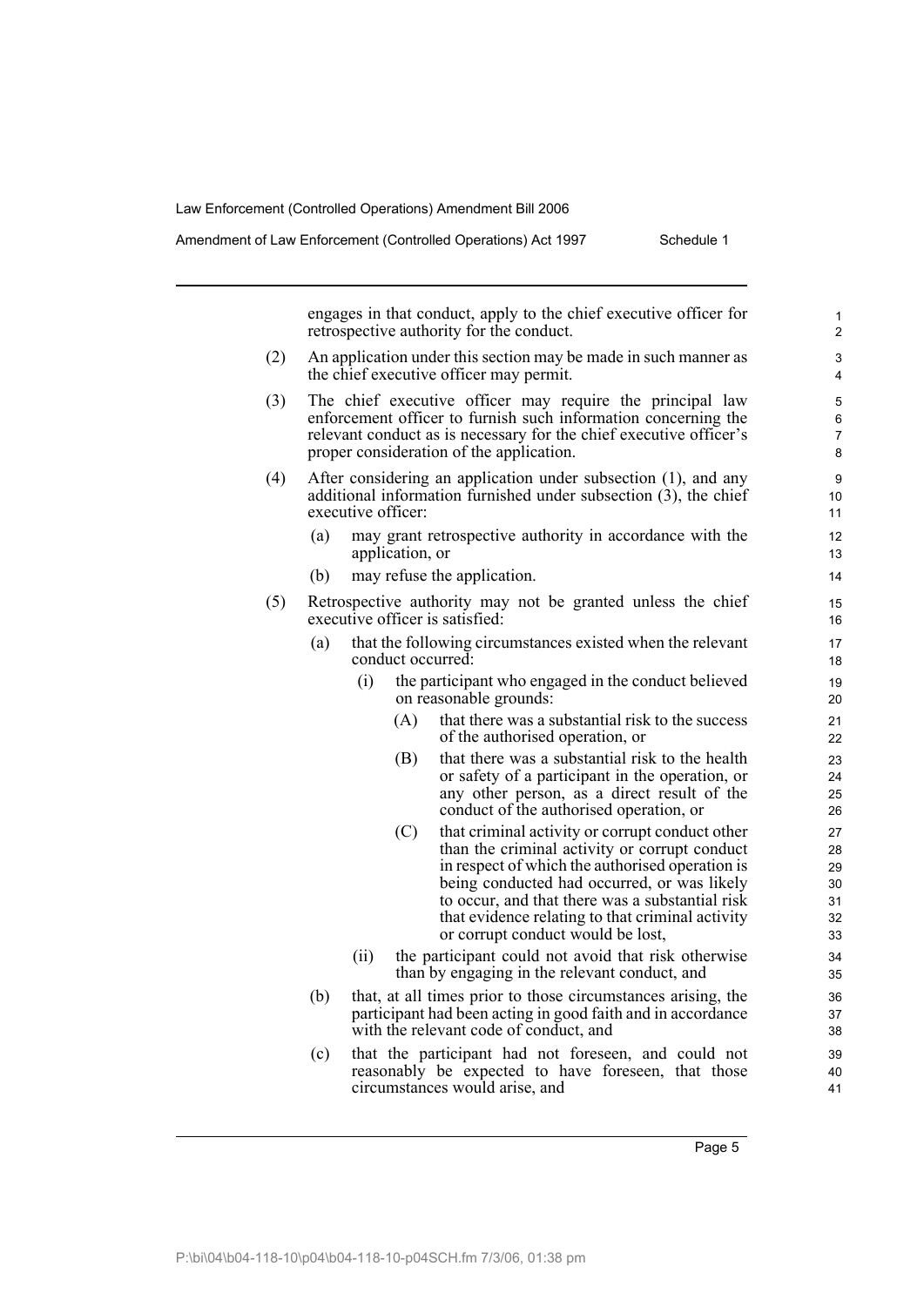engages in that conduct, apply to the chief executive officer for retrospective authority for the conduct.

(2) An application under this section may be made in such manner as the chief executive officer may permit.

(3) The chief executive officer may require the principal law enforcement officer to furnish such information concerning the relevant conduct as is necessary for the chief executive officer's proper consideration of the application.

(4) After considering an application under subsection (1), and any additional information furnished under subsection (3), the chief executive officer:

- (a) may grant retrospective authority in accordance with the application, or
- (b) may refuse the application.

(5) Retrospective authority may not be granted unless the chief executive officer is satisfied:

- (a) that the following circumstances existed when the relevant conduct occurred:
  - (i) the participant who engaged in the conduct believed on reasonable grounds:
    - (A) that there was a substantial risk to the success of the authorised operation, or
    - (B) that there was a substantial risk to the health or safety of a participant in the operation, or any other person, as a direct result of the conduct of the authorised operation, or
    - (C) that criminal activity or corrupt conduct other than the criminal activity or corrupt conduct in respect of which the authorised operation is being conducted had occurred, or was likely to occur, and that there was a substantial risk that evidence relating to that criminal activity or corrupt conduct would be lost,
  - (ii) the participant could not avoid that risk otherwise than by engaging in the relevant conduct, and
- (b) that, at all times prior to those circumstances arising, the participant had been acting in good faith and in accordance with the relevant code of conduct, and
- (c) that the participant had not foreseen, and could not reasonably be expected to have foreseen, that those circumstances would arise, and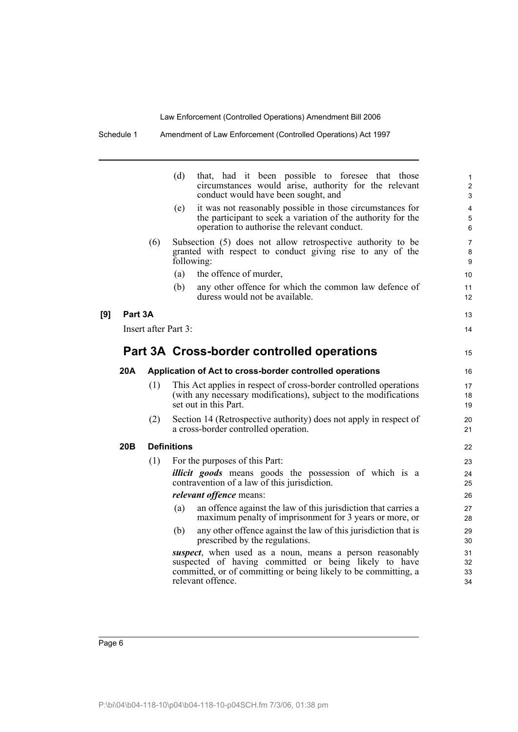(d) that, had it been possible to foresee that those circumstances would arise, authority for the relevant conduct would have been sought, and

(e) it was not reasonably possible in those circumstances for the participant to seek a variation of the authority for the operation to authorise the relevant conduct.

(6) Subsection (5) does not allow retrospective authority to be granted with respect to conduct giving rise to any of the following:

(a) the offence of murder,

(b) any other offence for which the common law defence of duress would not be available.

**[9] Part 3A**

Insert after Part 3:

## Part 3A Cross-border controlled operations

### 20A Application of Act to cross-border controlled operations

(1) This Act applies in respect of cross-border controlled operations (with any necessary modifications), subject to the modifications set out in this Part.

(2) Section 14 (Retrospective authority) does not apply in respect of a cross-border controlled operation.

### 20B Definitions

(1) For the purposes of this Part:

***illicit goods*** means goods the possession of which is a contravention of a law of this jurisdiction.

***relevant offence*** means:

(a) an offence against the law of this jurisdiction that carries a maximum penalty of imprisonment for 3 years or more, or

(b) any other offence against the law of this jurisdiction that is prescribed by the regulations.

***suspect***, when used as a noun, means a person reasonably suspected of having committed or being likely to have committed, or of committing or being likely to be committing, a relevant offence.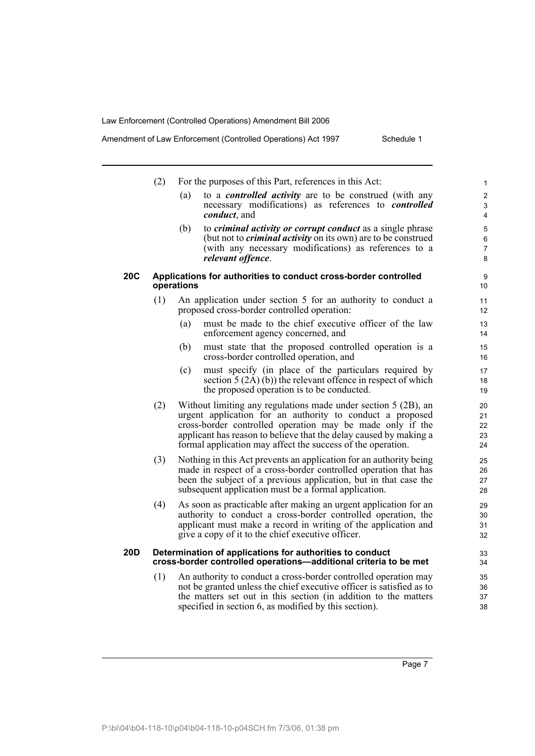(2) For the purposes of this Part, references in this Act:

(a) to a ***controlled activity*** are to be construed (with any necessary modifications) as references to ***controlled conduct***, and

(b) to ***criminal activity or corrupt conduct*** as a single phrase (but not to ***criminal activity*** on its own) are to be construed (with any necessary modifications) as references to a ***relevant offence***.

**20C Applications for authorities to conduct cross-border controlled operations**

(1) An application under section 5 for an authority to conduct a proposed cross-border controlled operation:

(a) must be made to the chief executive officer of the law enforcement agency concerned, and

(b) must state that the proposed controlled operation is a cross-border controlled operation, and

(c) must specify (in place of the particulars required by section 5 (2A) (b)) the relevant offence in respect of which the proposed operation is to be conducted.

(2) Without limiting any regulations made under section 5 (2B), an urgent application for an authority to conduct a proposed cross-border controlled operation may be made only if the applicant has reason to believe that the delay caused by making a formal application may affect the success of the operation.

(3) Nothing in this Act prevents an application for an authority being made in respect of a cross-border controlled operation that has been the subject of a previous application, but in that case the subsequent application must be a formal application.

(4) As soon as practicable after making an urgent application for an authority to conduct a cross-border controlled operation, the applicant must make a record in writing of the application and give a copy of it to the chief executive officer.

**20D Determination of applications for authorities to conduct cross-border controlled operations—additional criteria to be met**

(1) An authority to conduct a cross-border controlled operation may not be granted unless the chief executive officer is satisfied as to the matters set out in this section (in addition to the matters specified in section 6, as modified by this section).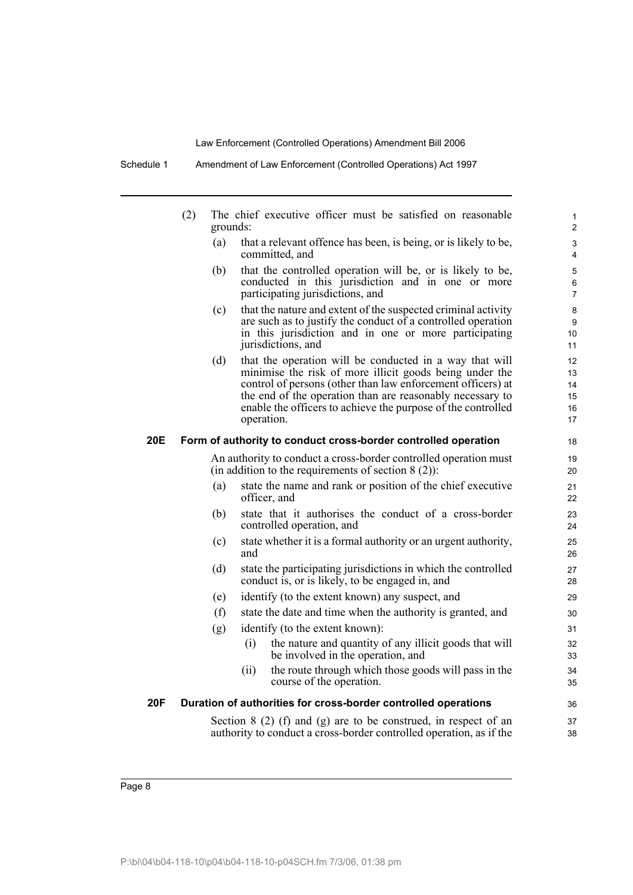(2) The chief executive officer must be satisfied on reasonable grounds:

(a) that a relevant offence has been, is being, or is likely to be, committed, and

(b) that the controlled operation will be, or is likely to be, conducted in this jurisdiction and in one or more participating jurisdictions, and

(c) that the nature and extent of the suspected criminal activity are such as to justify the conduct of a controlled operation in this jurisdiction and in one or more participating jurisdictions, and

(d) that the operation will be conducted in a way that will minimise the risk of more illicit goods being under the control of persons (other than law enforcement officers) at the end of the operation than are reasonably necessary to enable the officers to achieve the purpose of the controlled operation.

**20E Form of authority to conduct cross-border controlled operation**

An authority to conduct a cross-border controlled operation must (in addition to the requirements of section 8 (2)):

(a) state the name and rank or position of the chief executive officer, and

(b) state that it authorises the conduct of a cross-border controlled operation, and

(c) state whether it is a formal authority or an urgent authority, and

(d) state the participating jurisdictions in which the controlled conduct is, or is likely, to be engaged in, and

(e) identify (to the extent known) any suspect, and

(f) state the date and time when the authority is granted, and

(g) identify (to the extent known):

(i) the nature and quantity of any illicit goods that will be involved in the operation, and

(ii) the route through which those goods will pass in the course of the operation.

**20F Duration of authorities for cross-border controlled operations**

Section 8 (2) (f) and (g) are to be construed, in respect of an authority to conduct a cross-border controlled operation, as if the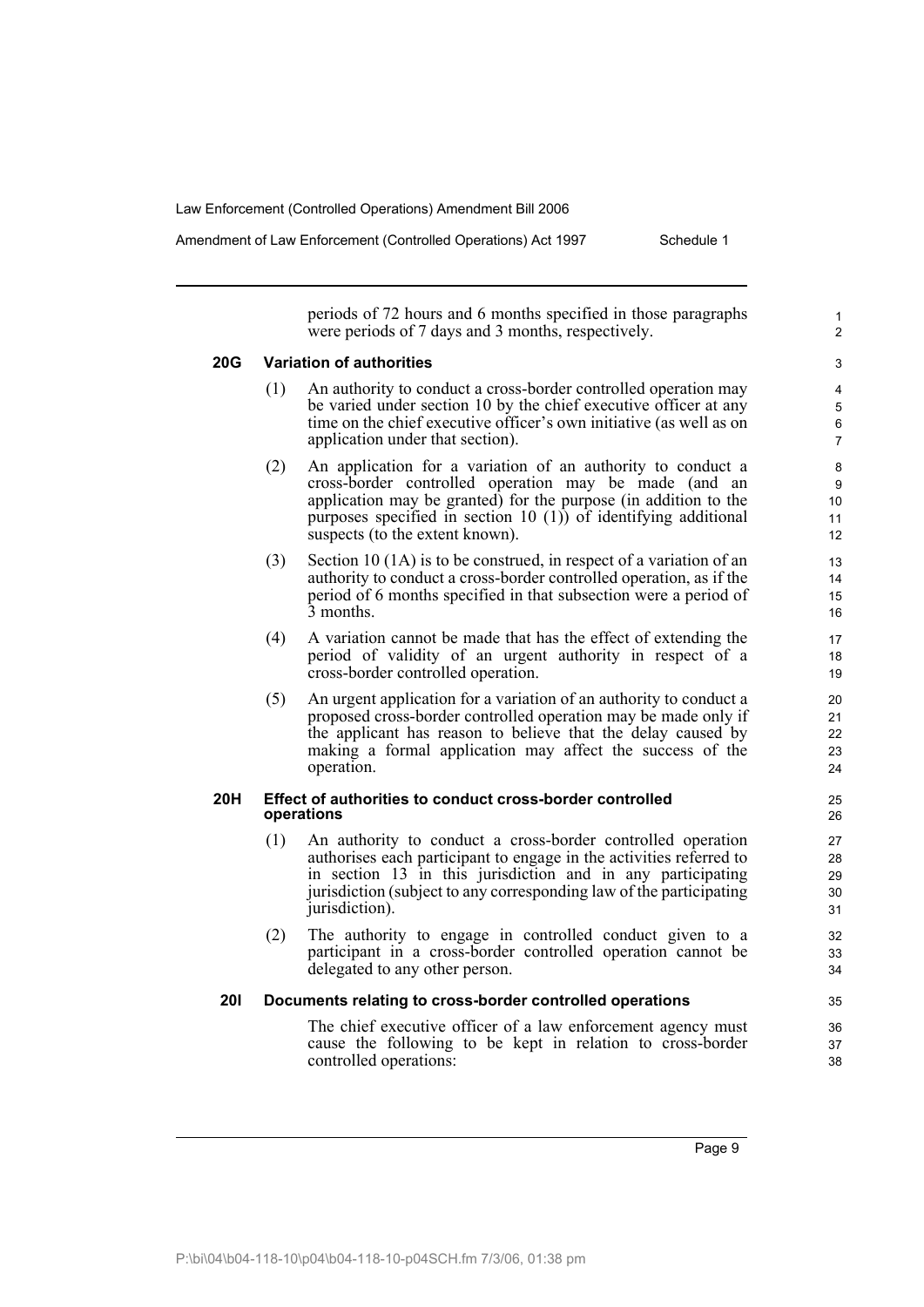periods of 72 hours and 6 months specified in those paragraphs were periods of 7 days and 3 months, respectively.

**20G Variation of authorities**

(1) An authority to conduct a cross-border controlled operation may be varied under section 10 by the chief executive officer at any time on the chief executive officer's own initiative (as well as on application under that section).

(2) An application for a variation of an authority to conduct a cross-border controlled operation may be made (and an application may be granted) for the purpose (in addition to the purposes specified in section 10 (1)) of identifying additional suspects (to the extent known).

(3) Section 10 (1A) is to be construed, in respect of a variation of an authority to conduct a cross-border controlled operation, as if the period of 6 months specified in that subsection were a period of 3 months.

(4) A variation cannot be made that has the effect of extending the period of validity of an urgent authority in respect of a cross-border controlled operation.

(5) An urgent application for a variation of an authority to conduct a proposed cross-border controlled operation may be made only if the applicant has reason to believe that the delay caused by making a formal application may affect the success of the operation.

**20H Effect of authorities to conduct cross-border controlled operations**

(1) An authority to conduct a cross-border controlled operation authorises each participant to engage in the activities referred to in section 13 in this jurisdiction and in any participating jurisdiction (subject to any corresponding law of the participating jurisdiction).

(2) The authority to engage in controlled conduct given to a participant in a cross-border controlled operation cannot be delegated to any other person.

**20I Documents relating to cross-border controlled operations**

The chief executive officer of a law enforcement agency must cause the following to be kept in relation to cross-border controlled operations: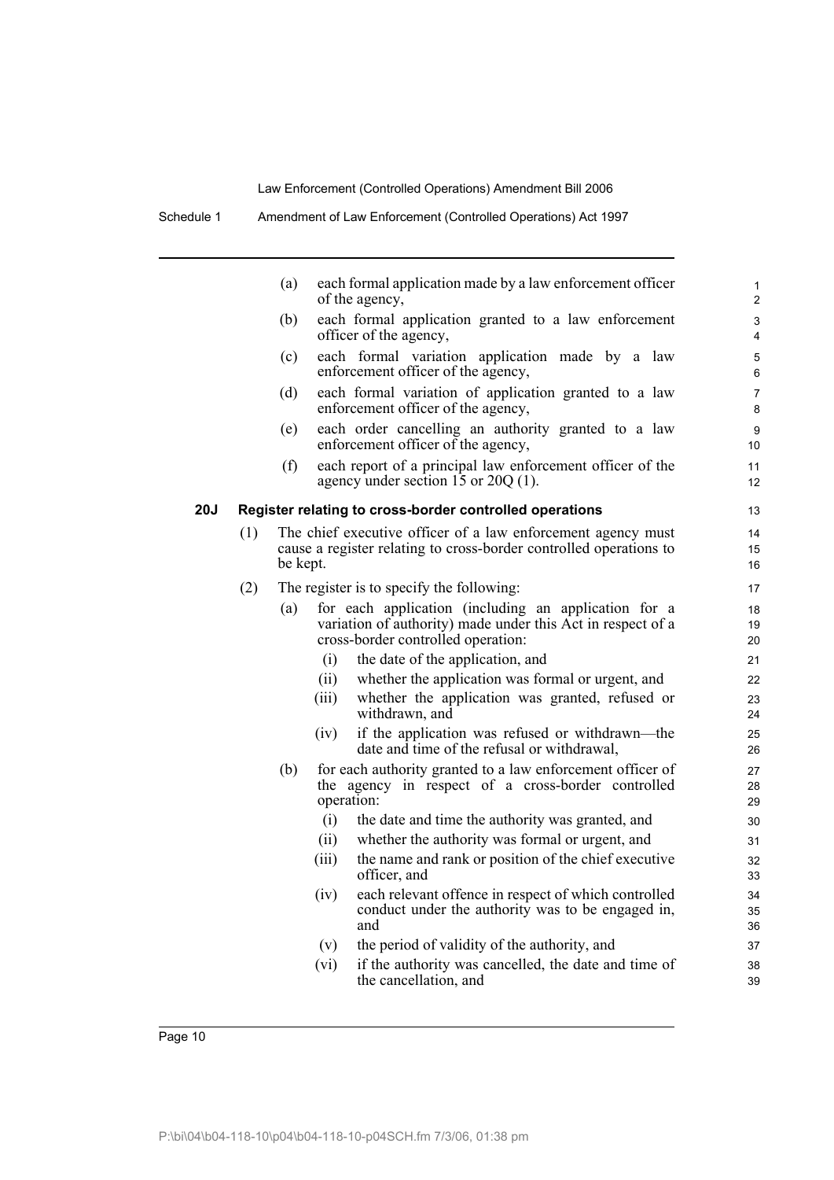(a) each formal application made by a law enforcement officer of the agency,

(b) each formal application granted to a law enforcement officer of the agency,

(c) each formal variation application made by a law enforcement officer of the agency,

(d) each formal variation of application granted to a law enforcement officer of the agency,

(e) each order cancelling an authority granted to a law enforcement officer of the agency,

(f) each report of a principal law enforcement officer of the agency under section 15 or 20Q (1).

### 20J Register relating to cross-border controlled operations

(1) The chief executive officer of a law enforcement agency must cause a register relating to cross-border controlled operations to be kept.

(2) The register is to specify the following:

(a) for each application (including an application for a variation of authority) made under this Act in respect of a cross-border controlled operation:

(i) the date of the application, and

(ii) whether the application was formal or urgent, and

(iii) whether the application was granted, refused or withdrawn, and

(iv) if the application was refused or withdrawn—the date and time of the refusal or withdrawal,

(b) for each authority granted to a law enforcement officer of the agency in respect of a cross-border controlled operation:

(i) the date and time the authority was granted, and

(ii) whether the authority was formal or urgent, and

(iii) the name and rank or position of the chief executive officer, and

(iv) each relevant offence in respect of which controlled conduct under the authority was to be engaged in, and

(v) the period of validity of the authority, and

(vi) if the authority was cancelled, the date and time of the cancellation, and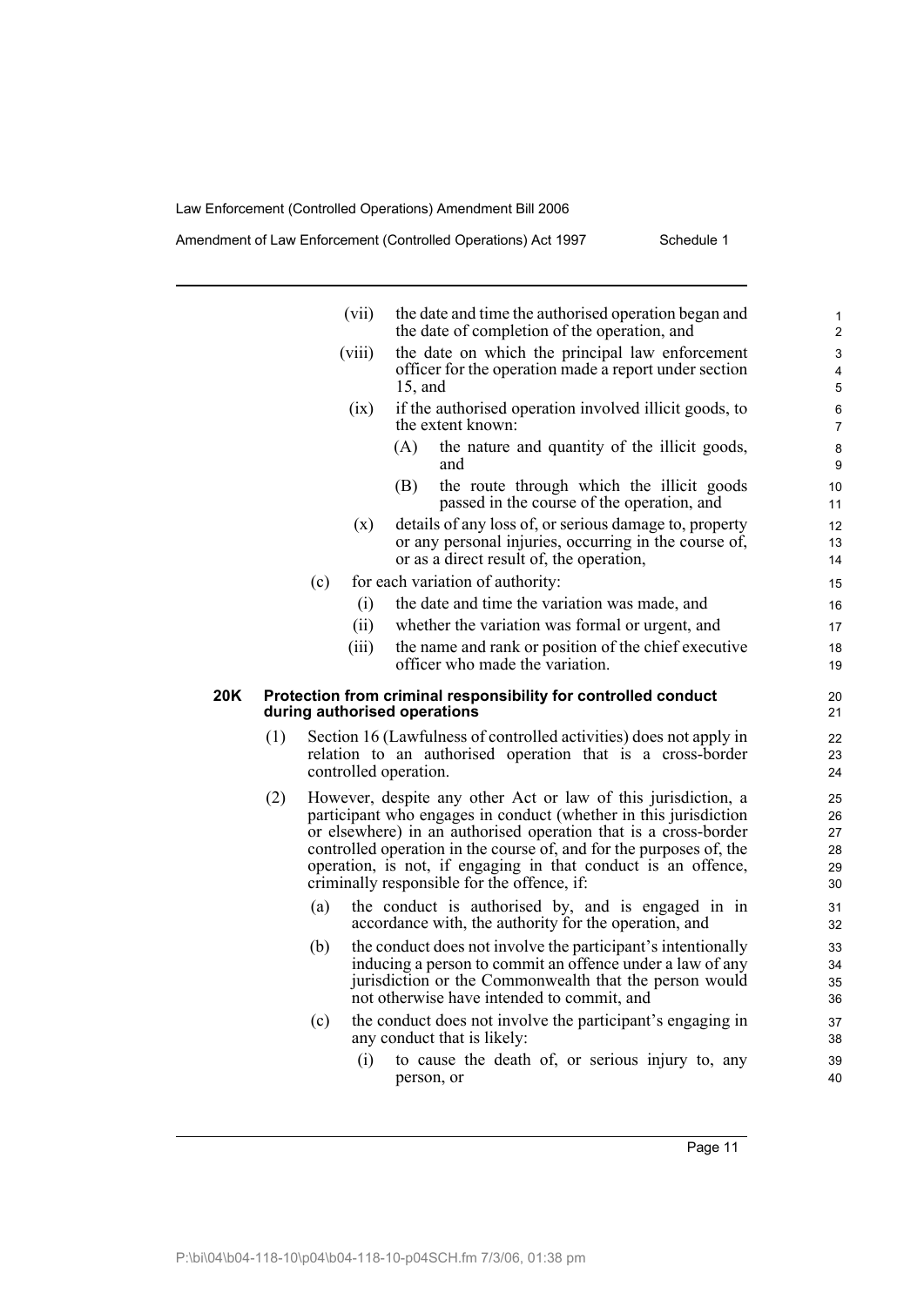(vii) the date and time the authorised operation began and the date of completion of the operation, and

(viii) the date on which the principal law enforcement officer for the operation made a report under section 15, and

(ix) if the authorised operation involved illicit goods, to the extent known:

(A) the nature and quantity of the illicit goods, and

(B) the route through which the illicit goods passed in the course of the operation, and

(x) details of any loss of, or serious damage to, property or any personal injuries, occurring in the course of, or as a direct result of, the operation,

(c) for each variation of authority:

(i) the date and time the variation was made, and

(ii) whether the variation was formal or urgent, and

(iii) the name and rank or position of the chief executive officer who made the variation.

**20K Protection from criminal responsibility for controlled conduct during authorised operations**

(1) Section 16 (Lawfulness of controlled activities) does not apply in relation to an authorised operation that is a cross-border controlled operation.

(2) However, despite any other Act or law of this jurisdiction, a participant who engages in conduct (whether in this jurisdiction or elsewhere) in an authorised operation that is a cross-border controlled operation in the course of, and for the purposes of, the operation, is not, if engaging in that conduct is an offence, criminally responsible for the offence, if:

(a) the conduct is authorised by, and is engaged in in accordance with, the authority for the operation, and

(b) the conduct does not involve the participant's intentionally inducing a person to commit an offence under a law of any jurisdiction or the Commonwealth that the person would not otherwise have intended to commit, and

(c) the conduct does not involve the participant's engaging in any conduct that is likely:

(i) to cause the death of, or serious injury to, any person, or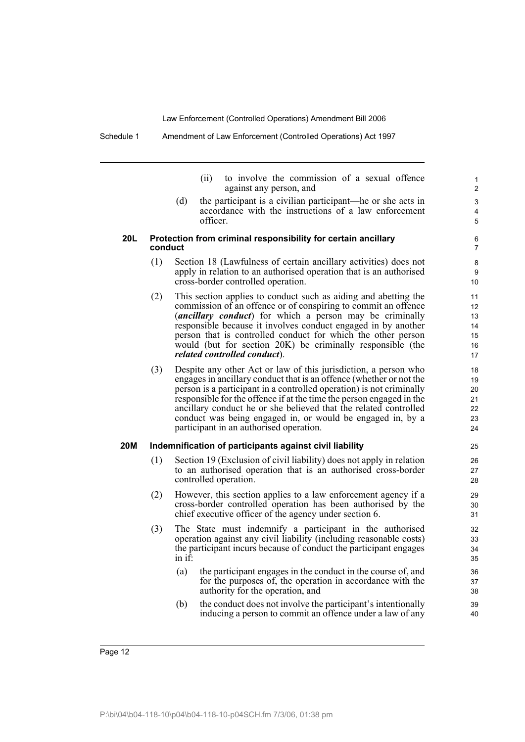(ii) to involve the commission of a sexual offence against any person, and

(d) the participant is a civilian participant—he or she acts in accordance with the instructions of a law enforcement officer.

**20L Protection from criminal responsibility for certain ancillary conduct**

(1) Section 18 (Lawfulness of certain ancillary activities) does not apply in relation to an authorised operation that is an authorised cross-border controlled operation.

(2) This section applies to conduct such as aiding and abetting the commission of an offence or of conspiring to commit an offence (***ancillary conduct***) for which a person may be criminally responsible because it involves conduct engaged in by another person that is controlled conduct for which the other person would (but for section 20K) be criminally responsible (the ***related controlled conduct***).

(3) Despite any other Act or law of this jurisdiction, a person who engages in ancillary conduct that is an offence (whether or not the person is a participant in a controlled operation) is not criminally responsible for the offence if at the time the person engaged in the ancillary conduct he or she believed that the related controlled conduct was being engaged in, or would be engaged in, by a participant in an authorised operation.

**20M Indemnification of participants against civil liability**

(1) Section 19 (Exclusion of civil liability) does not apply in relation to an authorised operation that is an authorised cross-border controlled operation.

(2) However, this section applies to a law enforcement agency if a cross-border controlled operation has been authorised by the chief executive officer of the agency under section 6.

(3) The State must indemnify a participant in the authorised operation against any civil liability (including reasonable costs) the participant incurs because of conduct the participant engages in if:

(a) the participant engages in the conduct in the course of, and for the purposes of, the operation in accordance with the authority for the operation, and

(b) the conduct does not involve the participant's intentionally inducing a person to commit an offence under a law of any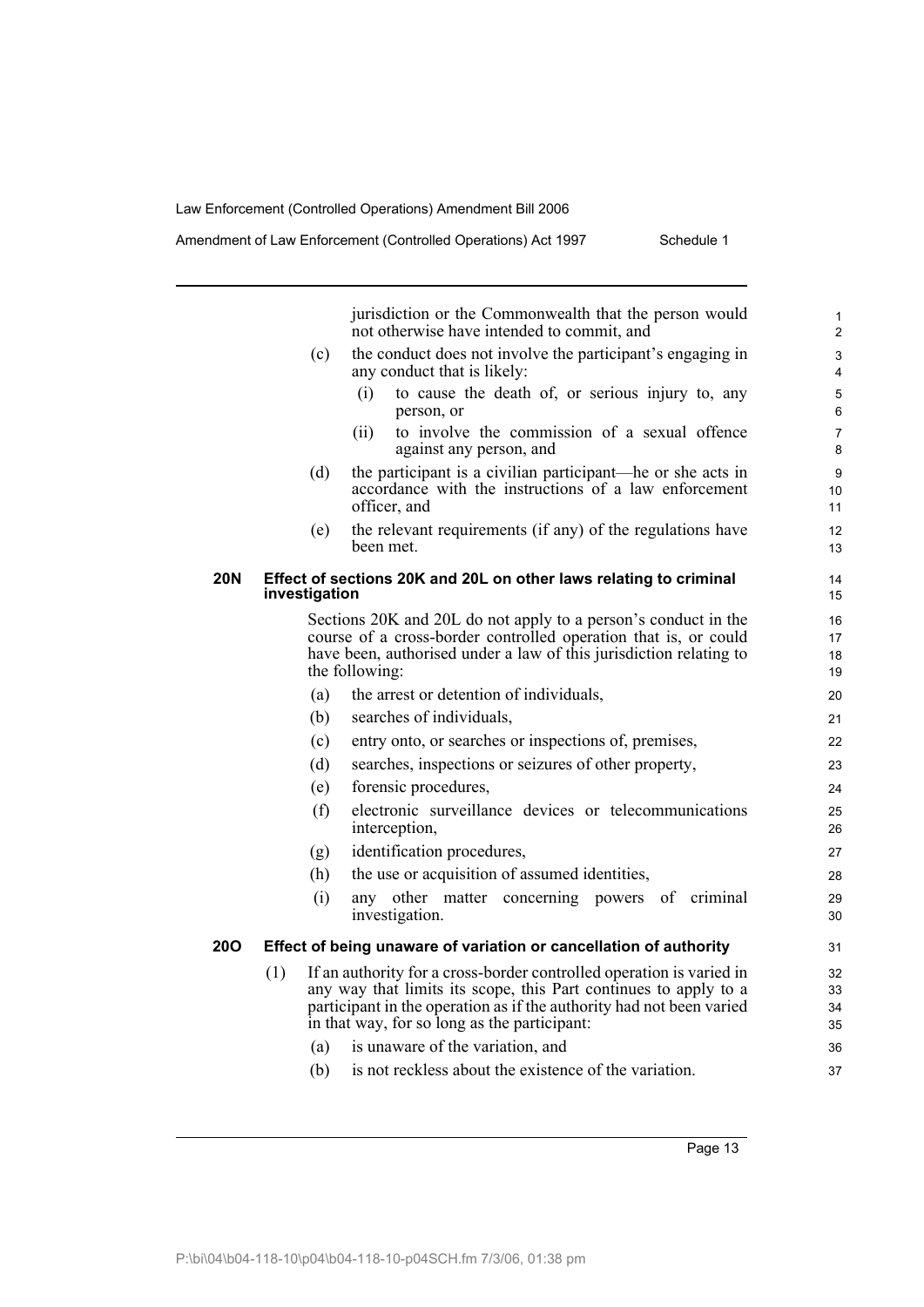jurisdiction or the Commonwealth that the person would not otherwise have intended to commit, and

(c) the conduct does not involve the participant's engaging in any conduct that is likely:

(i) to cause the death of, or serious injury to, any person, or

(ii) to involve the commission of a sexual offence against any person, and

(d) the participant is a civilian participant—he or she acts in accordance with the instructions of a law enforcement officer, and

(e) the relevant requirements (if any) of the regulations have been met.

### 20N Effect of sections 20K and 20L on other laws relating to criminal investigation

Sections 20K and 20L do not apply to a person's conduct in the course of a cross-border controlled operation that is, or could have been, authorised under a law of this jurisdiction relating to the following:

(a) the arrest or detention of individuals,

(b) searches of individuals,

(c) entry onto, or searches or inspections of, premises,

(d) searches, inspections or seizures of other property,

(e) forensic procedures,

(f) electronic surveillance devices or telecommunications interception,

(g) identification procedures,

(h) the use or acquisition of assumed identities,

(i) any other matter concerning powers of criminal investigation.

### 20O Effect of being unaware of variation or cancellation of authority

(1) If an authority for a cross-border controlled operation is varied in any way that limits its scope, this Part continues to apply to a participant in the operation as if the authority had not been varied in that way, for so long as the participant:

(a) is unaware of the variation, and

(b) is not reckless about the existence of the variation.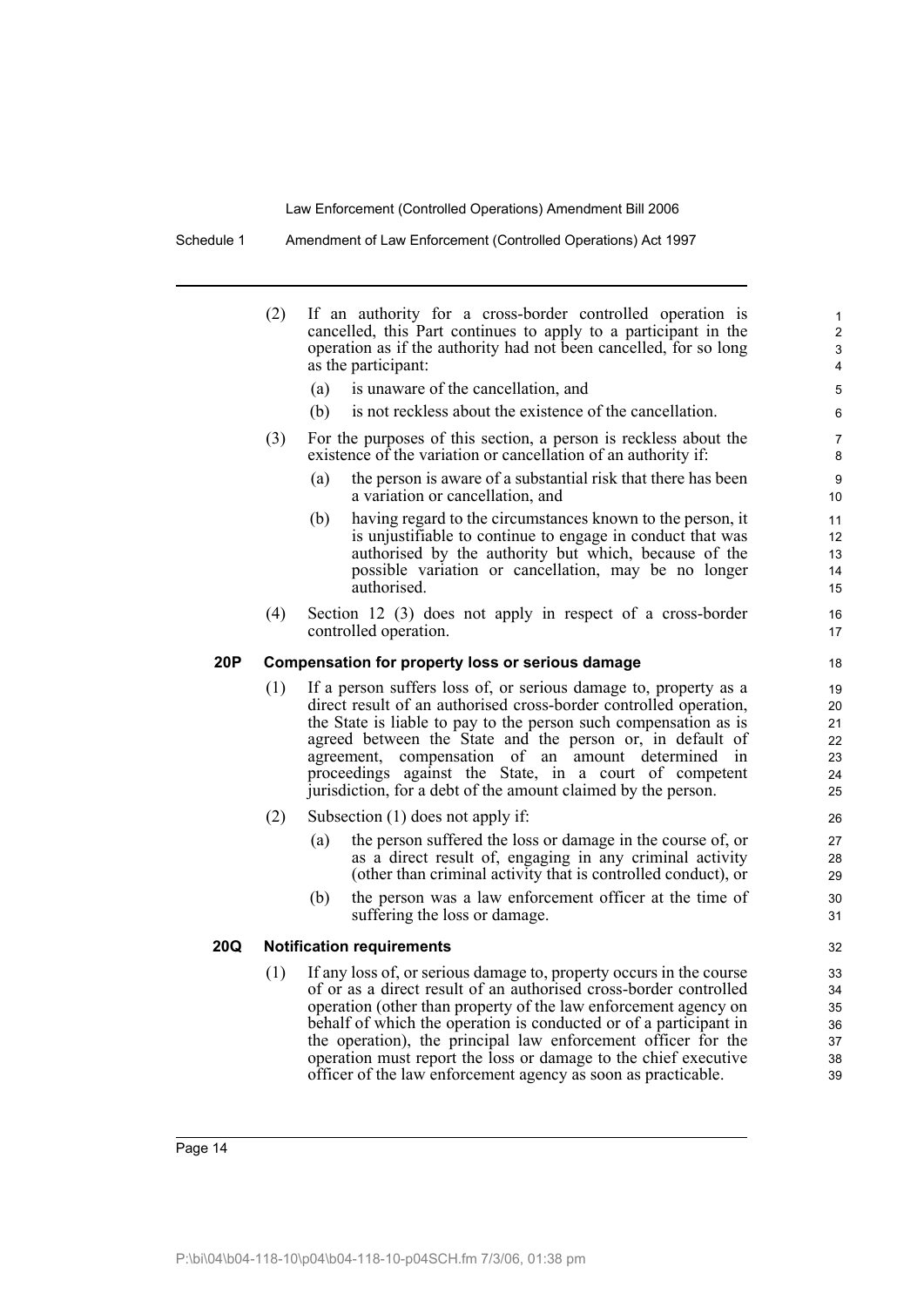(2) If an authority for a cross-border controlled operation is cancelled, this Part continues to apply to a participant in the operation as if the authority had not been cancelled, for so long as the participant:

(a) is unaware of the cancellation, and

(b) is not reckless about the existence of the cancellation.

(3) For the purposes of this section, a person is reckless about the existence of the variation or cancellation of an authority if:

(a) the person is aware of a substantial risk that there has been a variation or cancellation, and

(b) having regard to the circumstances known to the person, it is unjustifiable to continue to engage in conduct that was authorised by the authority but which, because of the possible variation or cancellation, may be no longer authorised.

(4) Section 12 (3) does not apply in respect of a cross-border controlled operation.

**20P Compensation for property loss or serious damage**

(1) If a person suffers loss of, or serious damage to, property as a direct result of an authorised cross-border controlled operation, the State is liable to pay to the person such compensation as is agreed between the State and the person or, in default of agreement, compensation of an amount determined in proceedings against the State, in a court of competent jurisdiction, for a debt of the amount claimed by the person.

(2) Subsection (1) does not apply if:

(a) the person suffered the loss or damage in the course of, or as a direct result of, engaging in any criminal activity (other than criminal activity that is controlled conduct), or

(b) the person was a law enforcement officer at the time of suffering the loss or damage.

**20Q Notification requirements**

(1) If any loss of, or serious damage to, property occurs in the course of or as a direct result of an authorised cross-border controlled operation (other than property of the law enforcement agency on behalf of which the operation is conducted or of a participant in the operation), the principal law enforcement officer for the operation must report the loss or damage to the chief executive officer of the law enforcement agency as soon as practicable.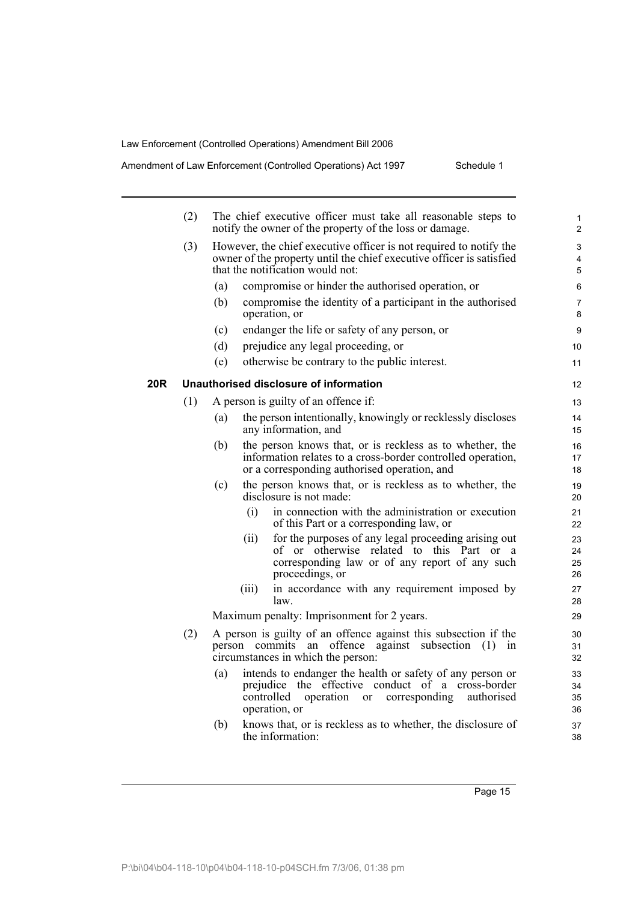(2) The chief executive officer must take all reasonable steps to notify the owner of the property of the loss or damage.

(3) However, the chief executive officer is not required to notify the owner of the property until the chief executive officer is satisfied that the notification would not:

(a) compromise or hinder the authorised operation, or

(b) compromise the identity of a participant in the authorised operation, or

(c) endanger the life or safety of any person, or

(d) prejudice any legal proceeding, or

(e) otherwise be contrary to the public interest.

**20R Unauthorised disclosure of information**

(1) A person is guilty of an offence if:

(a) the person intentionally, knowingly or recklessly discloses any information, and

(b) the person knows that, or is reckless as to whether, the information relates to a cross-border controlled operation, or a corresponding authorised operation, and

(c) the person knows that, or is reckless as to whether, the disclosure is not made:

(i) in connection with the administration or execution of this Part or a corresponding law, or

(ii) for the purposes of any legal proceeding arising out of or otherwise related to this Part or a corresponding law or of any report of any such proceedings, or

(iii) in accordance with any requirement imposed by law.

Maximum penalty: Imprisonment for 2 years.

(2) A person is guilty of an offence against this subsection if the person commits an offence against subsection (1) in circumstances in which the person:

(a) intends to endanger the health or safety of any person or prejudice the effective conduct of a cross-border controlled operation or corresponding authorised operation, or

(b) knows that, or is reckless as to whether, the disclosure of the information: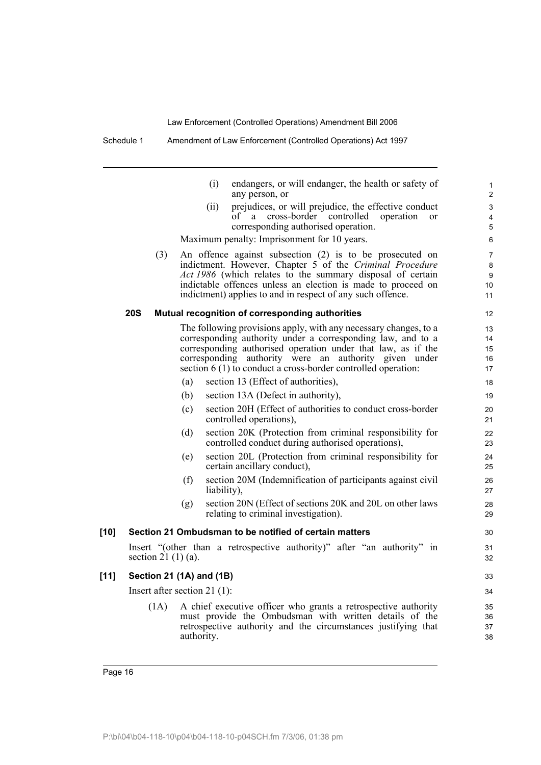(i) endangers, or will endanger, the health or safety of any person, or

(ii) prejudices, or will prejudice, the effective conduct of a cross-border controlled operation or corresponding authorised operation.

Maximum penalty: Imprisonment for 10 years.

(3) An offence against subsection (2) is to be prosecuted on indictment. However, Chapter 5 of the *Criminal Procedure Act 1986* (which relates to the summary disposal of certain indictable offences unless an election is made to proceed on indictment) applies to and in respect of any such offence.

### 20S Mutual recognition of corresponding authorities

The following provisions apply, with any necessary changes, to a corresponding authority under a corresponding law, and to a corresponding authorised operation under that law, as if the corresponding authority were an authority given under section 6 (1) to conduct a cross-border controlled operation:

(a) section 13 (Effect of authorities),

(b) section 13A (Defect in authority),

(c) section 20H (Effect of authorities to conduct cross-border controlled operations),

(d) section 20K (Protection from criminal responsibility for controlled conduct during authorised operations),

(e) section 20L (Protection from criminal responsibility for certain ancillary conduct),

(f) section 20M (Indemnification of participants against civil liability),

(g) section 20N (Effect of sections 20K and 20L on other laws relating to criminal investigation).

## [10] Section 21 Ombudsman to be notified of certain matters

Insert "(other than a retrospective authority)" after "an authority" in section 21 (1) (a).

## [11] Section 21 (1A) and (1B)

Insert after section 21 (1):

(1A) A chief executive officer who grants a retrospective authority must provide the Ombudsman with written details of the retrospective authority and the circumstances justifying that authority.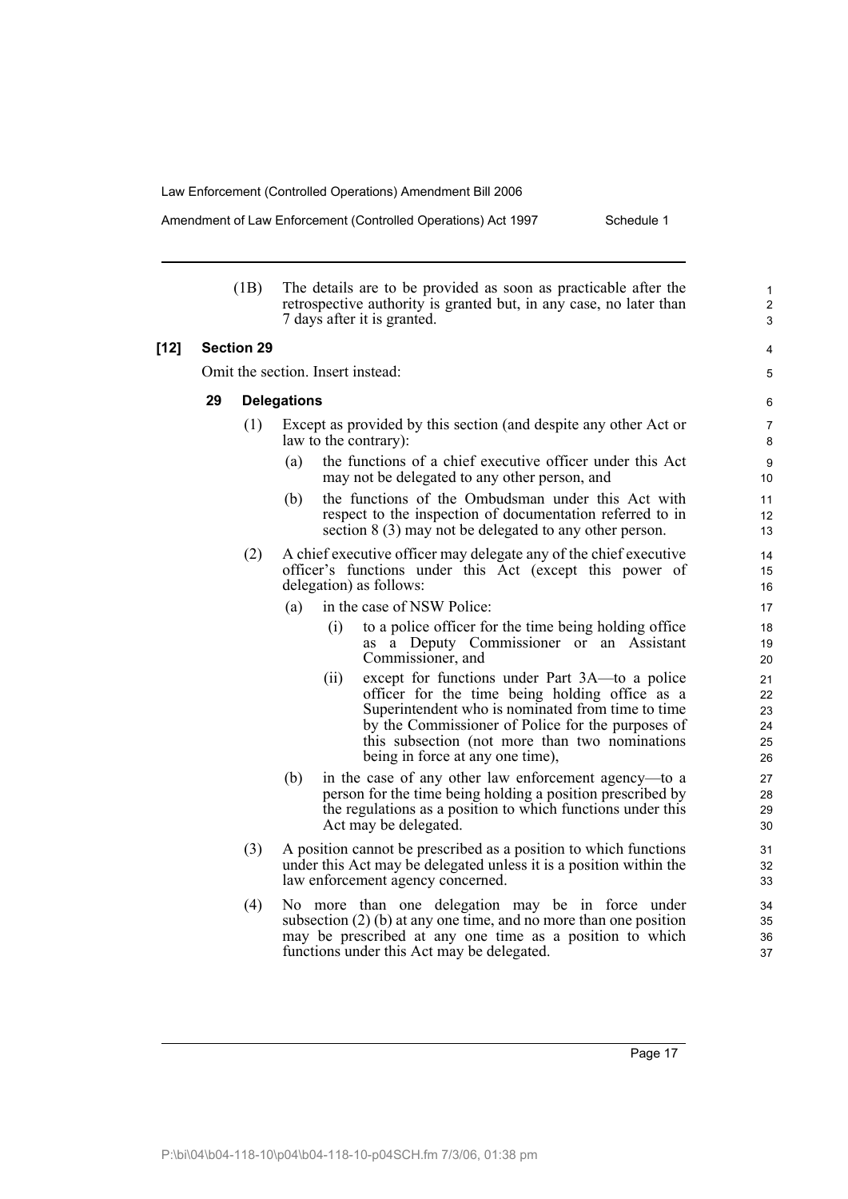(1B) The details are to be provided as soon as practicable after the retrospective authority is granted but, in any case, no later than 7 days after it is granted.

**[12] Section 29**

Omit the section. Insert instead:

### 29 Delegations

(1) Except as provided by this section (and despite any other Act or law to the contrary):

- (a) the functions of a chief executive officer under this Act may not be delegated to any other person, and
- (b) the functions of the Ombudsman under this Act with respect to the inspection of documentation referred to in section 8 (3) may not be delegated to any other person.

(2) A chief executive officer may delegate any of the chief executive officer's functions under this Act (except this power of delegation) as follows:

- (a) in the case of NSW Police:
  - (i) to a police officer for the time being holding office as a Deputy Commissioner or an Assistant Commissioner, and
  - (ii) except for functions under Part 3A—to a police officer for the time being holding office as a Superintendent who is nominated from time to time by the Commissioner of Police for the purposes of this subsection (not more than two nominations being in force at any one time),
- (b) in the case of any other law enforcement agency—to a person for the time being holding a position prescribed by the regulations as a position to which functions under this Act may be delegated.

(3) A position cannot be prescribed as a position to which functions under this Act may be delegated unless it is a position within the law enforcement agency concerned.

(4) No more than one delegation may be in force under subsection (2) (b) at any one time, and no more than one position may be prescribed at any one time as a position to which functions under this Act may be delegated.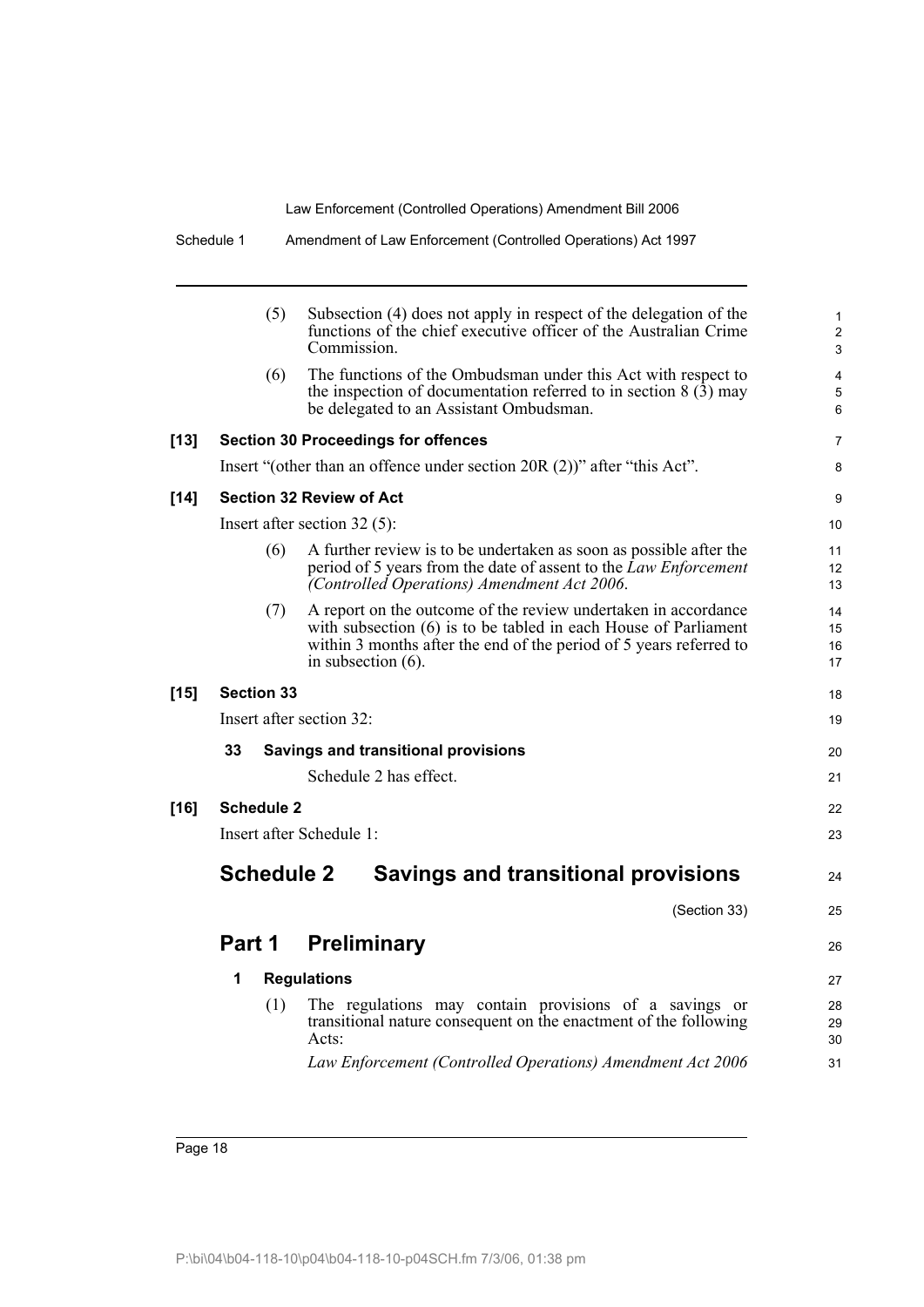(5) Subsection (4) does not apply in respect of the delegation of the functions of the chief executive officer of the Australian Crime Commission.

(6) The functions of the Ombudsman under this Act with respect to the inspection of documentation referred to in section 8 (3) may be delegated to an Assistant Ombudsman.

**[13] Section 30 Proceedings for offences**

Insert "(other than an offence under section 20R (2))" after "this Act".

**[14] Section 32 Review of Act**

Insert after section 32 (5):

(6) A further review is to be undertaken as soon as possible after the period of 5 years from the date of assent to the *Law Enforcement (Controlled Operations) Amendment Act 2006*.

(7) A report on the outcome of the review undertaken in accordance with subsection (6) is to be tabled in each House of Parliament within 3 months after the end of the period of 5 years referred to in subsection (6).

**[15] Section 33**

Insert after section 32:

**33 Savings and transitional provisions**

Schedule 2 has effect.

**[16] Schedule 2**

Insert after Schedule 1:

## Schedule 2 Savings and transitional provisions

(Section 33)

## Part 1 Preliminary

**1 Regulations**

(1) The regulations may contain provisions of a savings or transitional nature consequent on the enactment of the following Acts:

*Law Enforcement (Controlled Operations) Amendment Act 2006*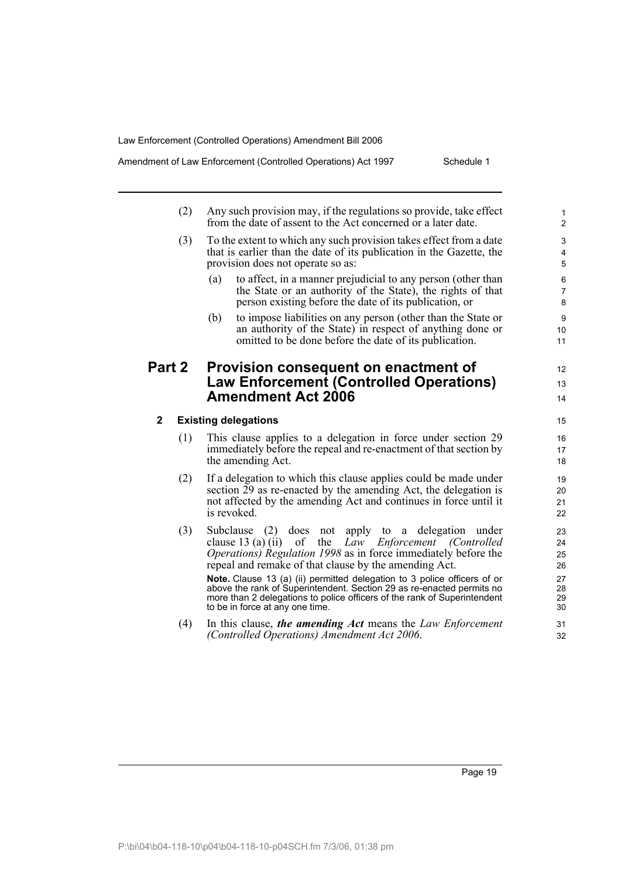(2) Any such provision may, if the regulations so provide, take effect from the date of assent to the Act concerned or a later date.

(3) To the extent to which any such provision takes effect from a date that is earlier than the date of its publication in the Gazette, the provision does not operate so as:

(a) to affect, in a manner prejudicial to any person (other than the State or an authority of the State), the rights of that person existing before the date of its publication, or

(b) to impose liabilities on any person (other than the State or an authority of the State) in respect of anything done or omitted to be done before the date of its publication.

## Part 2 Provision consequent on enactment of Law Enforcement (Controlled Operations) Amendment Act 2006

### 2 Existing delegations

(1) This clause applies to a delegation in force under section 29 immediately before the repeal and re-enactment of that section by the amending Act.

(2) If a delegation to which this clause applies could be made under section 29 as re-enacted by the amending Act, the delegation is not affected by the amending Act and continues in force until it is revoked.

(3) Subclause (2) does not apply to a delegation under clause 13 (a) (ii) of the *Law Enforcement (Controlled Operations) Regulation 1998* as in force immediately before the repeal and remake of that clause by the amending Act.

**Note.** Clause 13 (a) (ii) permitted delegation to 3 police officers of or above the rank of Superintendent. Section 29 as re-enacted permits no more than 2 delegations to police officers of the rank of Superintendent to be in force at any one time.

(4) In this clause, ***the amending Act*** means the *Law Enforcement (Controlled Operations) Amendment Act 2006*.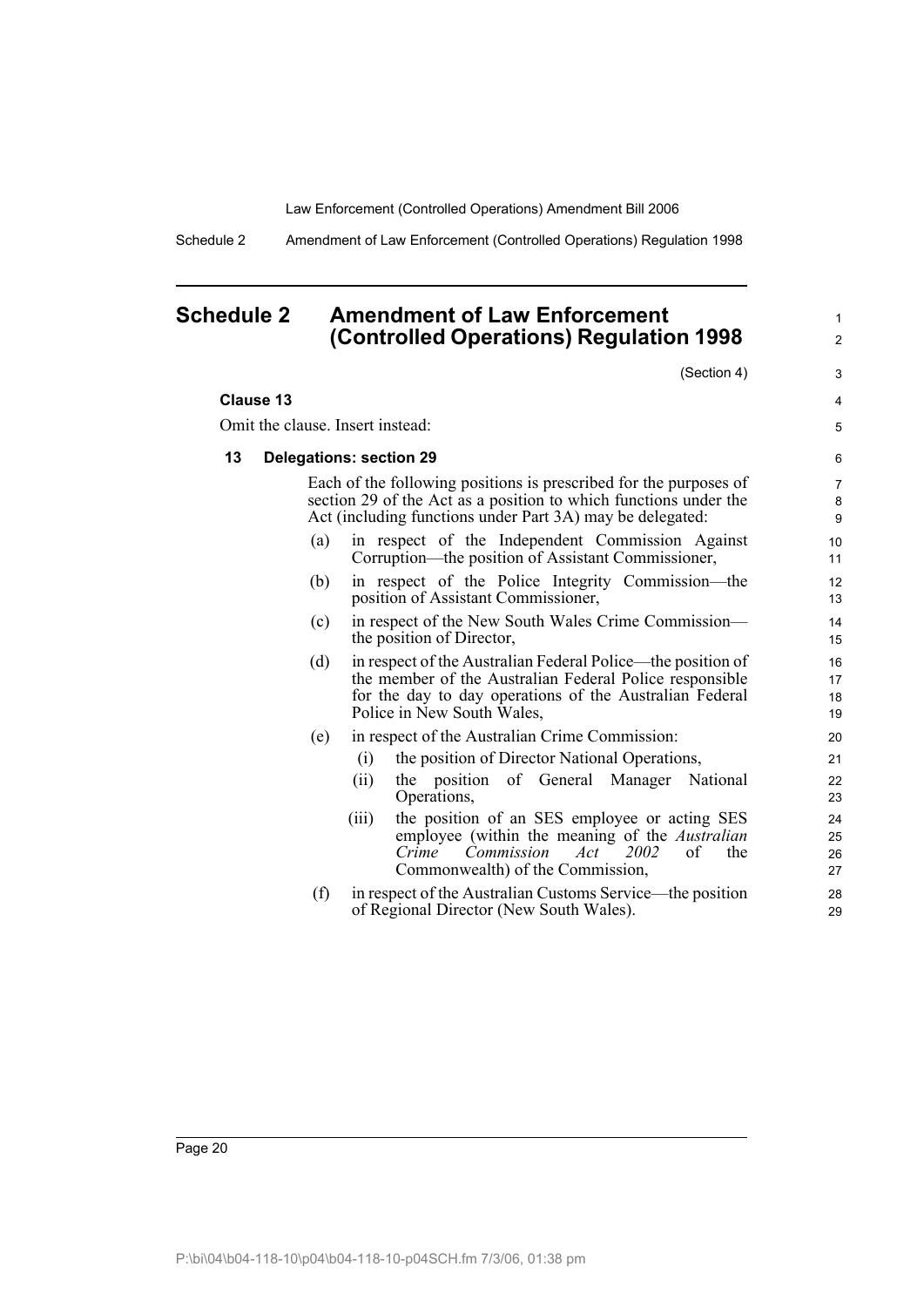# Schedule 2 Amendment of Law Enforcement (Controlled Operations) Regulation 1998

(Section 4)

**Clause 13**

Omit the clause. Insert instead:

**13 Delegations: section 29**

Each of the following positions is prescribed for the purposes of section 29 of the Act as a position to which functions under the Act (including functions under Part 3A) may be delegated:

(a) in respect of the Independent Commission Against Corruption—the position of Assistant Commissioner,

(b) in respect of the Police Integrity Commission—the position of Assistant Commissioner,

(c) in respect of the New South Wales Crime Commission—the position of Director,

(d) in respect of the Australian Federal Police—the position of the member of the Australian Federal Police responsible for the day to day operations of the Australian Federal Police in New South Wales,

(e) in respect of the Australian Crime Commission:

(i) the position of Director National Operations,

(ii) the position of General Manager National Operations,

(iii) the position of an SES employee or acting SES employee (within the meaning of the *Australian Crime Commission Act 2002* of the Commonwealth) of the Commission,

(f) in respect of the Australian Customs Service—the position of Regional Director (New South Wales).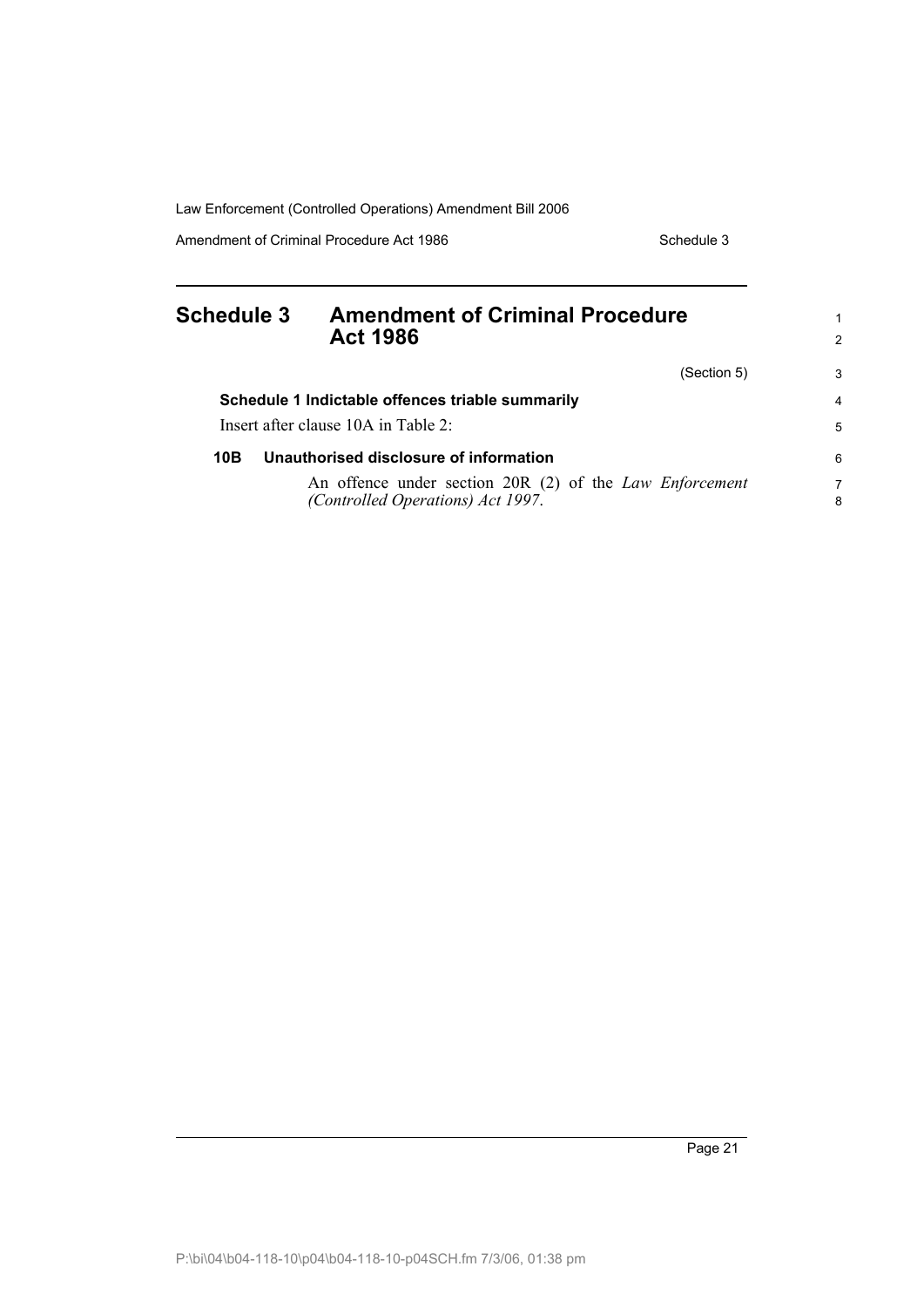# Schedule 3 Amendment of Criminal Procedure Act 1986

(Section 5)

**Schedule 1 Indictable offences triable summarily**

Insert after clause 10A in Table 2:

**10B Unauthorised disclosure of information**

An offence under section 20R (2) of the *Law Enforcement (Controlled Operations) Act 1997*.